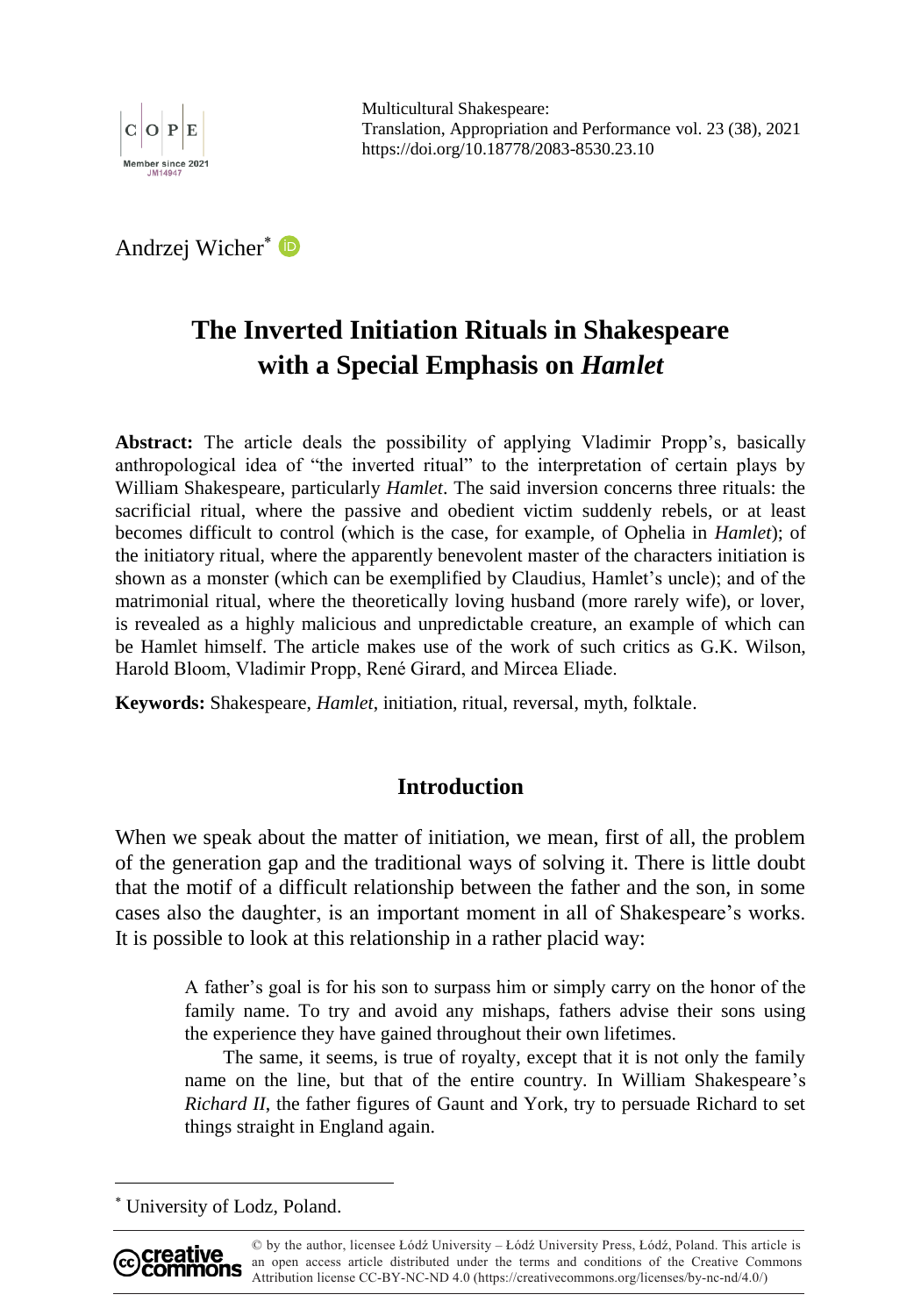Multicultural Shakespeare:
Translation, Appropriation and Performance vol. 23 (38), 2021
https://doi.org/10.18778/2083-8530.23.10

Andrzej Wicher[*]

# The Inverted Initiation Rituals in Shakespeare with a Special Emphasis on *Hamlet*

**Abstract:** The article deals the possibility of applying Vladimir Propp's, basically anthropological idea of "the inverted ritual" to the interpretation of certain plays by William Shakespeare, particularly *Hamlet*. The said inversion concerns three rituals: the sacrificial ritual, where the passive and obedient victim suddenly rebels, or at least becomes difficult to control (which is the case, for example, of Ophelia in *Hamlet*); of the initiatory ritual, where the apparently benevolent master of the characters initiation is shown as a monster (which can be exemplified by Claudius, Hamlet's uncle); and of the matrimonial ritual, where the theoretically loving husband (more rarely wife), or lover, is revealed as a highly malicious and unpredictable creature, an example of which can be Hamlet himself. The article makes use of the work of such critics as G.K. Wilson, Harold Bloom, Vladimir Propp, René Girard, and Mircea Eliade.

**Keywords:** Shakespeare, *Hamlet*, initiation, ritual, reversal, myth, folktale.

## Introduction

When we speak about the matter of initiation, we mean, first of all, the problem of the generation gap and the traditional ways of solving it. There is little doubt that the motif of a difficult relationship between the father and the son, in some cases also the daughter, is an important moment in all of Shakespeare's works. It is possible to look at this relationship in a rather placid way:

> A father's goal is for his son to surpass him or simply carry on the honor of the family name. To try and avoid any mishaps, fathers advise their sons using the experience they have gained throughout their own lifetimes.
>
> The same, it seems, is true of royalty, except that it is not only the family name on the line, but that of the entire country. In William Shakespeare's *Richard II*, the father figures of Gaunt and York, try to persuade Richard to set things straight in England again.

[*] University of Lodz, Poland.

© by the author, licensee Łódź University – Łódź University Press, Łódź, Poland. This article is an open access article distributed under the terms and conditions of the Creative Commons Attribution license CC-BY-NC-ND 4.0 (https://creativecommons.org/licenses/by-nc-nd/4.0/)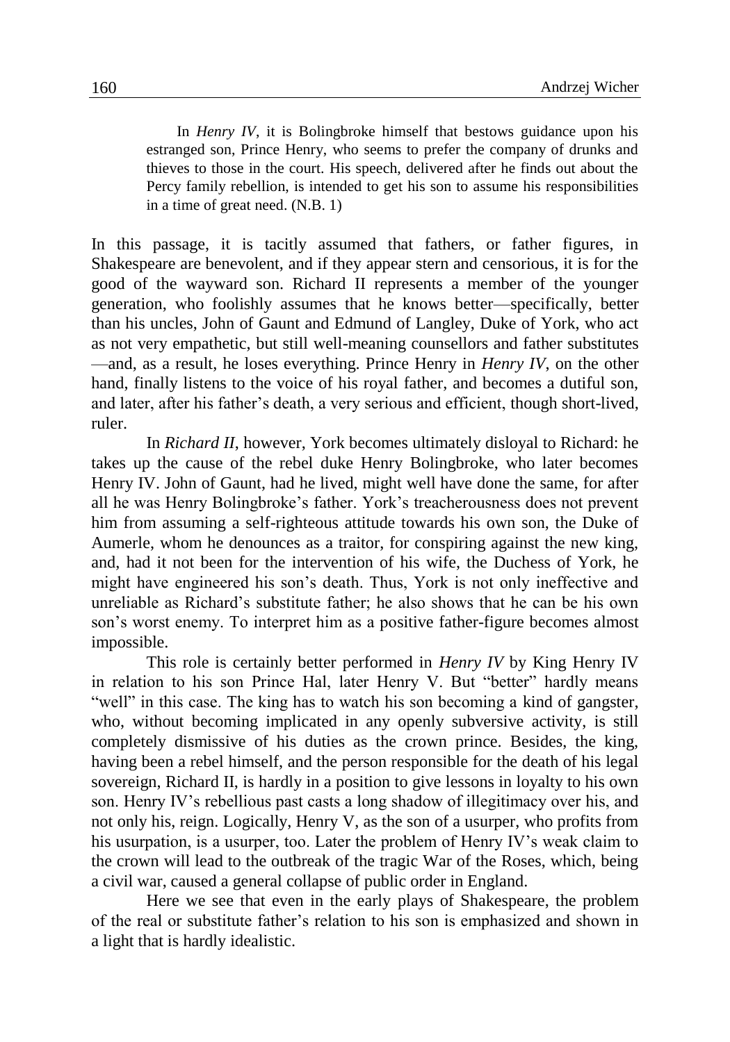> In *Henry IV*, it is Bolingbroke himself that bestows guidance upon his estranged son, Prince Henry, who seems to prefer the company of drunks and thieves to those in the court. His speech, delivered after he finds out about the Percy family rebellion, is intended to get his son to assume his responsibilities in a time of great need. (N.B. 1)

In this passage, it is tacitly assumed that fathers, or father figures, in Shakespeare are benevolent, and if they appear stern and censorious, it is for the good of the wayward son. Richard II represents a member of the younger generation, who foolishly assumes that he knows better—specifically, better than his uncles, John of Gaunt and Edmund of Langley, Duke of York, who act as not very empathetic, but still well-meaning counsellors and father substitutes—and, as a result, he loses everything. Prince Henry in *Henry IV*, on the other hand, finally listens to the voice of his royal father, and becomes a dutiful son, and later, after his father's death, a very serious and efficient, though short-lived, ruler.

In *Richard II*, however, York becomes ultimately disloyal to Richard: he takes up the cause of the rebel duke Henry Bolingbroke, who later becomes Henry IV. John of Gaunt, had he lived, might well have done the same, for after all he was Henry Bolingbroke's father. York's treacherousness does not prevent him from assuming a self-righteous attitude towards his own son, the Duke of Aumerle, whom he denounces as a traitor, for conspiring against the new king, and, had it not been for the intervention of his wife, the Duchess of York, he might have engineered his son's death. Thus, York is not only ineffective and unreliable as Richard's substitute father; he also shows that he can be his own son's worst enemy. To interpret him as a positive father-figure becomes almost impossible.

This role is certainly better performed in *Henry IV* by King Henry IV in relation to his son Prince Hal, later Henry V. But "better" hardly means "well" in this case. The king has to watch his son becoming a kind of gangster, who, without becoming implicated in any openly subversive activity, is still completely dismissive of his duties as the crown prince. Besides, the king, having been a rebel himself, and the person responsible for the death of his legal sovereign, Richard II, is hardly in a position to give lessons in loyalty to his own son. Henry IV's rebellious past casts a long shadow of illegitimacy over his, and not only his, reign. Logically, Henry V, as the son of a usurper, who profits from his usurpation, is a usurper, too. Later the problem of Henry IV's weak claim to the crown will lead to the outbreak of the tragic War of the Roses, which, being a civil war, caused a general collapse of public order in England.

Here we see that even in the early plays of Shakespeare, the problem of the real or substitute father's relation to his son is emphasized and shown in a light that is hardly idealistic.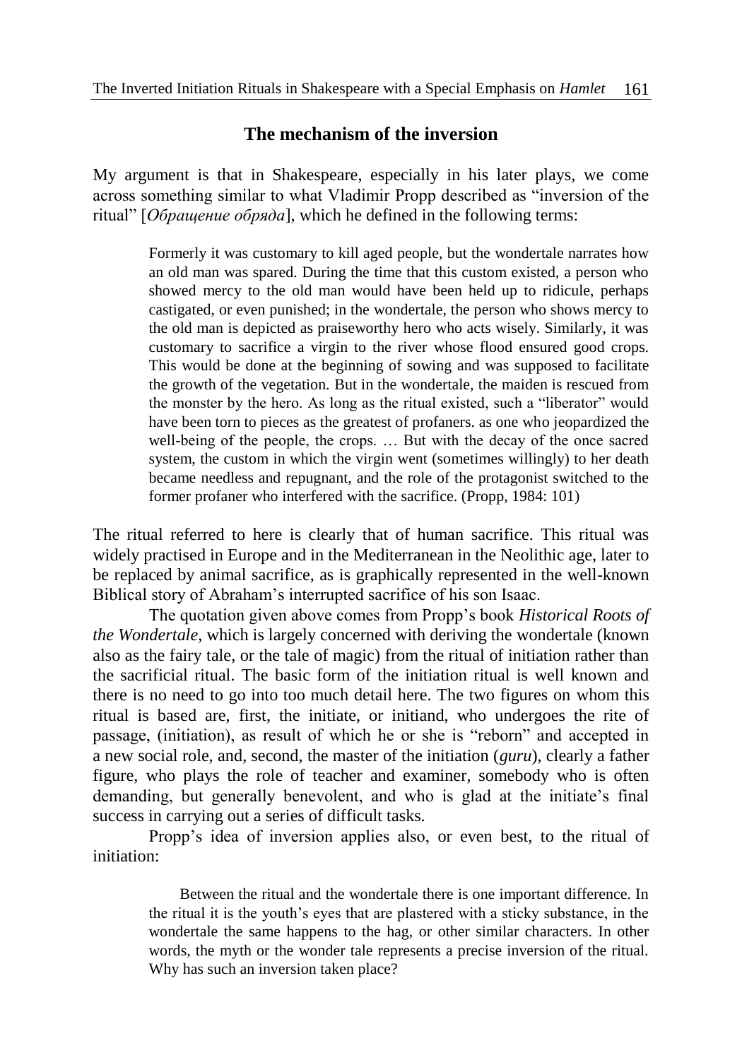## The mechanism of the inversion

My argument is that in Shakespeare, especially in his later plays, we come across something similar to what Vladimir Propp described as "inversion of the ritual" [*Обращение обряда*], which he defined in the following terms:

> Formerly it was customary to kill aged people, but the wondertale narrates how an old man was spared. During the time that this custom existed, a person who showed mercy to the old man would have been held up to ridicule, perhaps castigated, or even punished; in the wondertale, the person who shows mercy to the old man is depicted as praiseworthy hero who acts wisely. Similarly, it was customary to sacrifice a virgin to the river whose flood ensured good crops. This would be done at the beginning of sowing and was supposed to facilitate the growth of the vegetation. But in the wondertale, the maiden is rescued from the monster by the hero. As long as the ritual existed, such a "liberator" would have been torn to pieces as the greatest of profaners. as one who jeopardized the well-being of the people, the crops. … But with the decay of the once sacred system, the custom in which the virgin went (sometimes willingly) to her death became needless and repugnant, and the role of the protagonist switched to the former profaner who interfered with the sacrifice. (Propp, 1984: 101)

The ritual referred to here is clearly that of human sacrifice. This ritual was widely practised in Europe and in the Mediterranean in the Neolithic age, later to be replaced by animal sacrifice, as is graphically represented in the well-known Biblical story of Abraham's interrupted sacrifice of his son Isaac.

The quotation given above comes from Propp's book *Historical Roots of the Wondertale*, which is largely concerned with deriving the wondertale (known also as the fairy tale, or the tale of magic) from the ritual of initiation rather than the sacrificial ritual. The basic form of the initiation ritual is well known and there is no need to go into too much detail here. The two figures on whom this ritual is based are, first, the initiate, or initiand, who undergoes the rite of passage, (initiation), as result of which he or she is "reborn" and accepted in a new social role, and, second, the master of the initiation (*guru*), clearly a father figure, who plays the role of teacher and examiner, somebody who is often demanding, but generally benevolent, and who is glad at the initiate's final success in carrying out a series of difficult tasks.

Propp's idea of inversion applies also, or even best, to the ritual of initiation:

> Between the ritual and the wondertale there is one important difference. In the ritual it is the youth's eyes that are plastered with a sticky substance, in the wondertale the same happens to the hag, or other similar characters. In other words, the myth or the wonder tale represents a precise inversion of the ritual. Why has such an inversion taken place?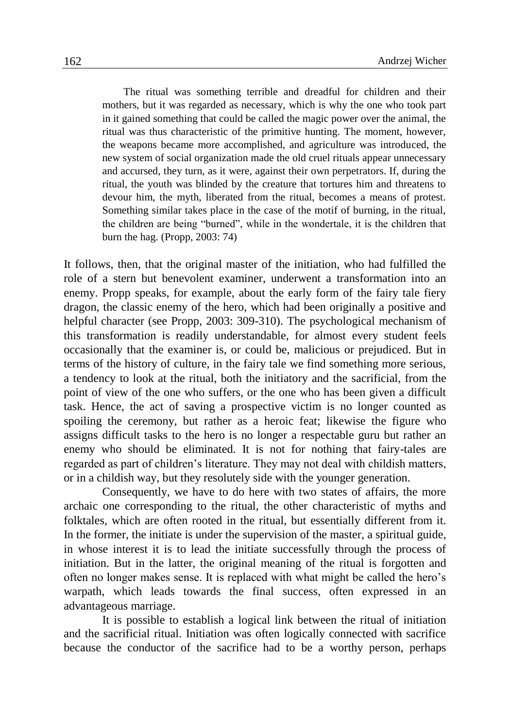> The ritual was something terrible and dreadful for children and their mothers, but it was regarded as necessary, which is why the one who took part in it gained something that could be called the magic power over the animal, the ritual was thus characteristic of the primitive hunting. The moment, however, the weapons became more accomplished, and agriculture was introduced, the new system of social organization made the old cruel rituals appear unnecessary and accursed, they turn, as it were, against their own perpetrators. If, during the ritual, the youth was blinded by the creature that tortures him and threatens to devour him, the myth, liberated from the ritual, becomes a means of protest. Something similar takes place in the case of the motif of burning, in the ritual, the children are being "burned", while in the wondertale, it is the children that burn the hag. (Propp, 2003: 74)

It follows, then, that the original master of the initiation, who had fulfilled the role of a stern but benevolent examiner, underwent a transformation into an enemy. Propp speaks, for example, about the early form of the fairy tale fiery dragon, the classic enemy of the hero, which had been originally a positive and helpful character (see Propp, 2003: 309-310). The psychological mechanism of this transformation is readily understandable, for almost every student feels occasionally that the examiner is, or could be, malicious or prejudiced. But in terms of the history of culture, in the fairy tale we find something more serious, a tendency to look at the ritual, both the initiatory and the sacrificial, from the point of view of the one who suffers, or the one who has been given a difficult task. Hence, the act of saving a prospective victim is no longer counted as spoiling the ceremony, but rather as a heroic feat; likewise the figure who assigns difficult tasks to the hero is no longer a respectable guru but rather an enemy who should be eliminated. It is not for nothing that fairy-tales are regarded as part of children's literature. They may not deal with childish matters, or in a childish way, but they resolutely side with the younger generation.

Consequently, we have to do here with two states of affairs, the more archaic one corresponding to the ritual, the other characteristic of myths and folktales, which are often rooted in the ritual, but essentially different from it. In the former, the initiate is under the supervision of the master, a spiritual guide, in whose interest it is to lead the initiate successfully through the process of initiation. But in the latter, the original meaning of the ritual is forgotten and often no longer makes sense. It is replaced with what might be called the hero's warpath, which leads towards the final success, often expressed in an advantageous marriage.

It is possible to establish a logical link between the ritual of initiation and the sacrificial ritual. Initiation was often logically connected with sacrifice because the conductor of the sacrifice had to be a worthy person, perhaps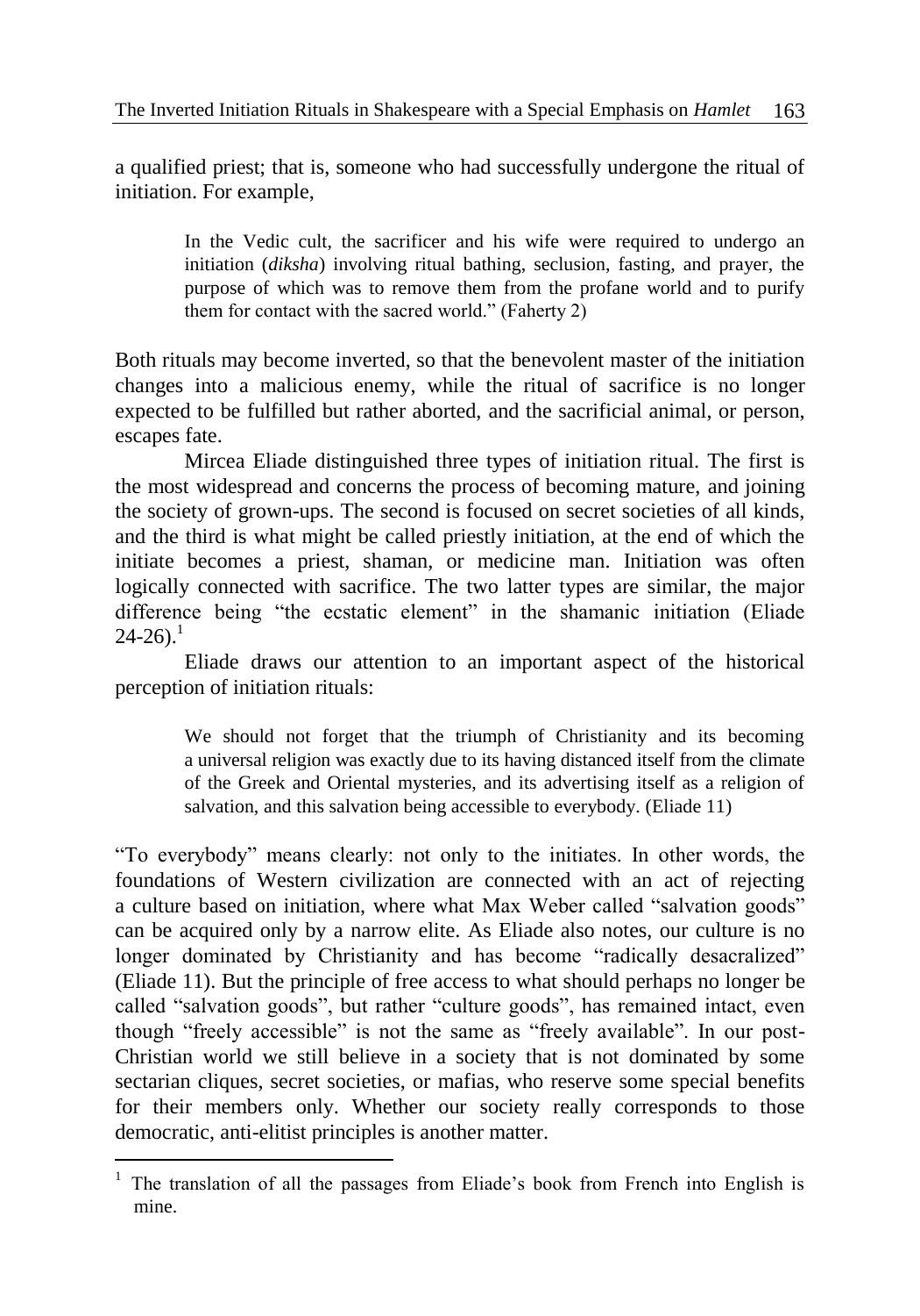a qualified priest; that is, someone who had successfully undergone the ritual of initiation. For example,

> In the Vedic cult, the sacrificer and his wife were required to undergo an initiation (*diksha*) involving ritual bathing, seclusion, fasting, and prayer, the purpose of which was to remove them from the profane world and to purify them for contact with the sacred world." (Faherty 2)

Both rituals may become inverted, so that the benevolent master of the initiation changes into a malicious enemy, while the ritual of sacrifice is no longer expected to be fulfilled but rather aborted, and the sacrificial animal, or person, escapes fate.

Mircea Eliade distinguished three types of initiation ritual. The first is the most widespread and concerns the process of becoming mature, and joining the society of grown-ups. The second is focused on secret societies of all kinds, and the third is what might be called priestly initiation, at the end of which the initiate becomes a priest, shaman, or medicine man. Initiation was often logically connected with sacrifice. The two latter types are similar, the major difference being "the ecstatic element" in the shamanic initiation (Eliade 24-26).[1]

Eliade draws our attention to an important aspect of the historical perception of initiation rituals:

> We should not forget that the triumph of Christianity and its becoming a universal religion was exactly due to its having distanced itself from the climate of the Greek and Oriental mysteries, and its advertising itself as a religion of salvation, and this salvation being accessible to everybody. (Eliade 11)

"To everybody" means clearly: not only to the initiates. In other words, the foundations of Western civilization are connected with an act of rejecting a culture based on initiation, where what Max Weber called "salvation goods" can be acquired only by a narrow elite. As Eliade also notes, our culture is no longer dominated by Christianity and has become "radically desacralized" (Eliade 11). But the principle of free access to what should perhaps no longer be called "salvation goods", but rather "culture goods", has remained intact, even though "freely accessible" is not the same as "freely available". In our post-Christian world we still believe in a society that is not dominated by some sectarian cliques, secret societies, or mafias, who reserve some special benefits for their members only. Whether our society really corresponds to those democratic, anti-elitist principles is another matter.

---

[1] The translation of all the passages from Eliade's book from French into English is mine.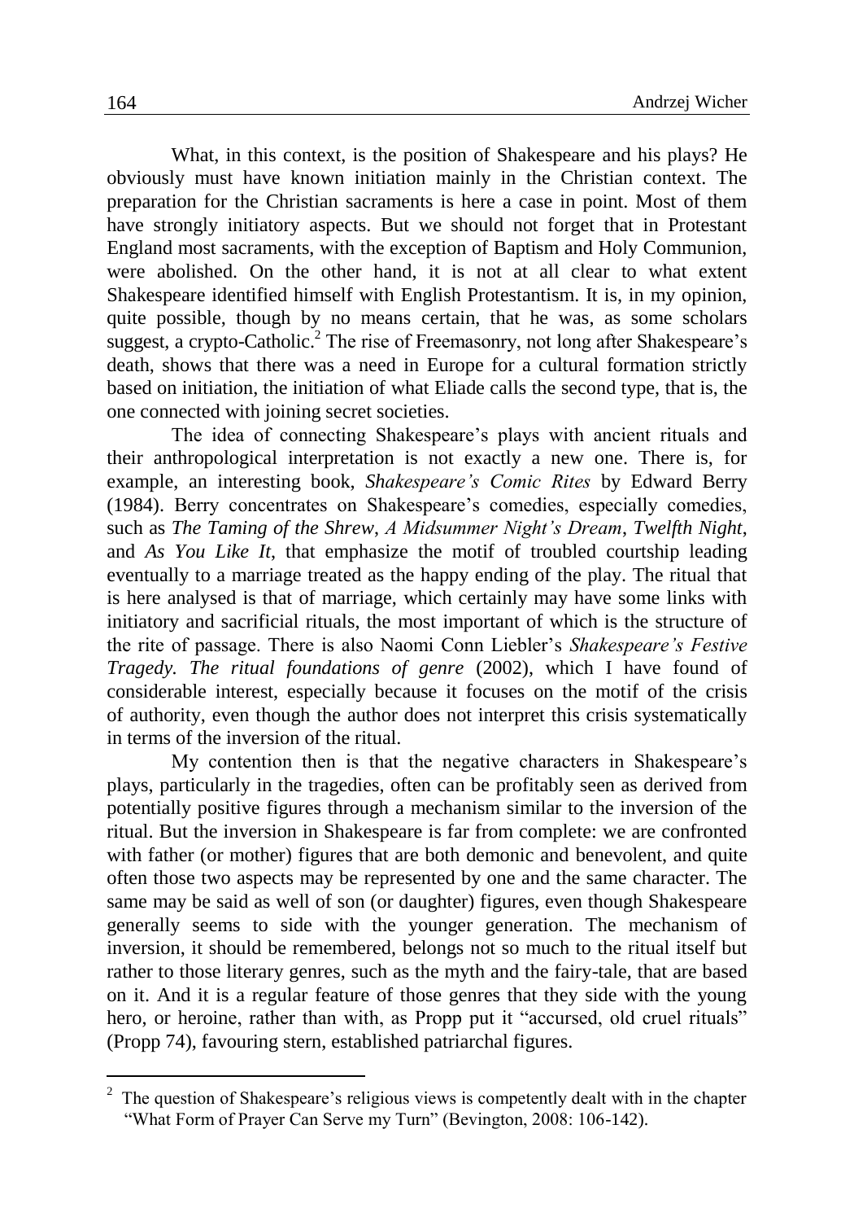What, in this context, is the position of Shakespeare and his plays? He obviously must have known initiation mainly in the Christian context. The preparation for the Christian sacraments is here a case in point. Most of them have strongly initiatory aspects. But we should not forget that in Protestant England most sacraments, with the exception of Baptism and Holy Communion, were abolished. On the other hand, it is not at all clear to what extent Shakespeare identified himself with English Protestantism. It is, in my opinion, quite possible, though by no means certain, that he was, as some scholars suggest, a crypto-Catholic.[2] The rise of Freemasonry, not long after Shakespeare's death, shows that there was a need in Europe for a cultural formation strictly based on initiation, the initiation of what Eliade calls the second type, that is, the one connected with joining secret societies.

The idea of connecting Shakespeare's plays with ancient rituals and their anthropological interpretation is not exactly a new one. There is, for example, an interesting book, *Shakespeare's Comic Rites* by Edward Berry (1984). Berry concentrates on Shakespeare's comedies, especially comedies, such as *The Taming of the Shrew*, *A Midsummer Night's Dream*, *Twelfth Night*, and *As You Like It*, that emphasize the motif of troubled courtship leading eventually to a marriage treated as the happy ending of the play. The ritual that is here analysed is that of marriage, which certainly may have some links with initiatory and sacrificial rituals, the most important of which is the structure of the rite of passage. There is also Naomi Conn Liebler's *Shakespeare's Festive Tragedy. The ritual foundations of genre* (2002), which I have found of considerable interest, especially because it focuses on the motif of the crisis of authority, even though the author does not interpret this crisis systematically in terms of the inversion of the ritual.

My contention then is that the negative characters in Shakespeare's plays, particularly in the tragedies, often can be profitably seen as derived from potentially positive figures through a mechanism similar to the inversion of the ritual. But the inversion in Shakespeare is far from complete: we are confronted with father (or mother) figures that are both demonic and benevolent, and quite often those two aspects may be represented by one and the same character. The same may be said as well of son (or daughter) figures, even though Shakespeare generally seems to side with the younger generation. The mechanism of inversion, it should be remembered, belongs not so much to the ritual itself but rather to those literary genres, such as the myth and the fairy-tale, that are based on it. And it is a regular feature of those genres that they side with the young hero, or heroine, rather than with, as Propp put it "accursed, old cruel rituals" (Propp 74), favouring stern, established patriarchal figures.

[2] The question of Shakespeare's religious views is competently dealt with in the chapter "What Form of Prayer Can Serve my Turn" (Bevington, 2008: 106-142).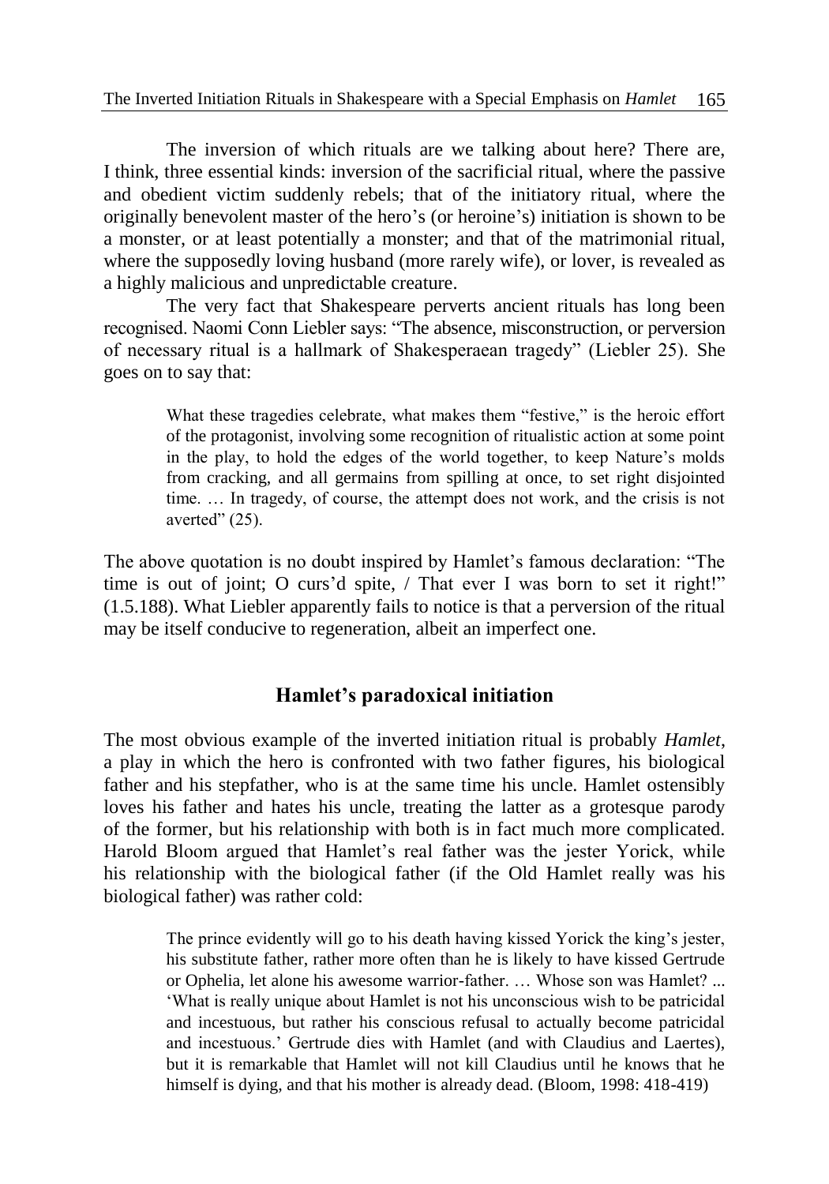The inversion of which rituals are we talking about here? There are, I think, three essential kinds: inversion of the sacrificial ritual, where the passive and obedient victim suddenly rebels; that of the initiatory ritual, where the originally benevolent master of the hero's (or heroine's) initiation is shown to be a monster, or at least potentially a monster; and that of the matrimonial ritual, where the supposedly loving husband (more rarely wife), or lover, is revealed as a highly malicious and unpredictable creature.

The very fact that Shakespeare perverts ancient rituals has long been recognised. Naomi Conn Liebler says: "The absence, misconstruction, or perversion of necessary ritual is a hallmark of Shakesperaean tragedy" (Liebler 25). She goes on to say that:

> What these tragedies celebrate, what makes them "festive," is the heroic effort of the protagonist, involving some recognition of ritualistic action at some point in the play, to hold the edges of the world together, to keep Nature's molds from cracking, and all germains from spilling at once, to set right disjointed time. … In tragedy, of course, the attempt does not work, and the crisis is not averted" (25).

The above quotation is no doubt inspired by Hamlet's famous declaration: "The time is out of joint; O curs'd spite, / That ever I was born to set it right!" (1.5.188). What Liebler apparently fails to notice is that a perversion of the ritual may be itself conducive to regeneration, albeit an imperfect one.

## Hamlet's paradoxical initiation

The most obvious example of the inverted initiation ritual is probably *Hamlet*, a play in which the hero is confronted with two father figures, his biological father and his stepfather, who is at the same time his uncle. Hamlet ostensibly loves his father and hates his uncle, treating the latter as a grotesque parody of the former, but his relationship with both is in fact much more complicated. Harold Bloom argued that Hamlet's real father was the jester Yorick, while his relationship with the biological father (if the Old Hamlet really was his biological father) was rather cold:

> The prince evidently will go to his death having kissed Yorick the king's jester, his substitute father, rather more often than he is likely to have kissed Gertrude or Ophelia, let alone his awesome warrior-father. … Whose son was Hamlet? ... 'What is really unique about Hamlet is not his unconscious wish to be patricidal and incestuous, but rather his conscious refusal to actually become patricidal and incestuous.' Gertrude dies with Hamlet (and with Claudius and Laertes), but it is remarkable that Hamlet will not kill Claudius until he knows that he himself is dying, and that his mother is already dead. (Bloom, 1998: 418-419)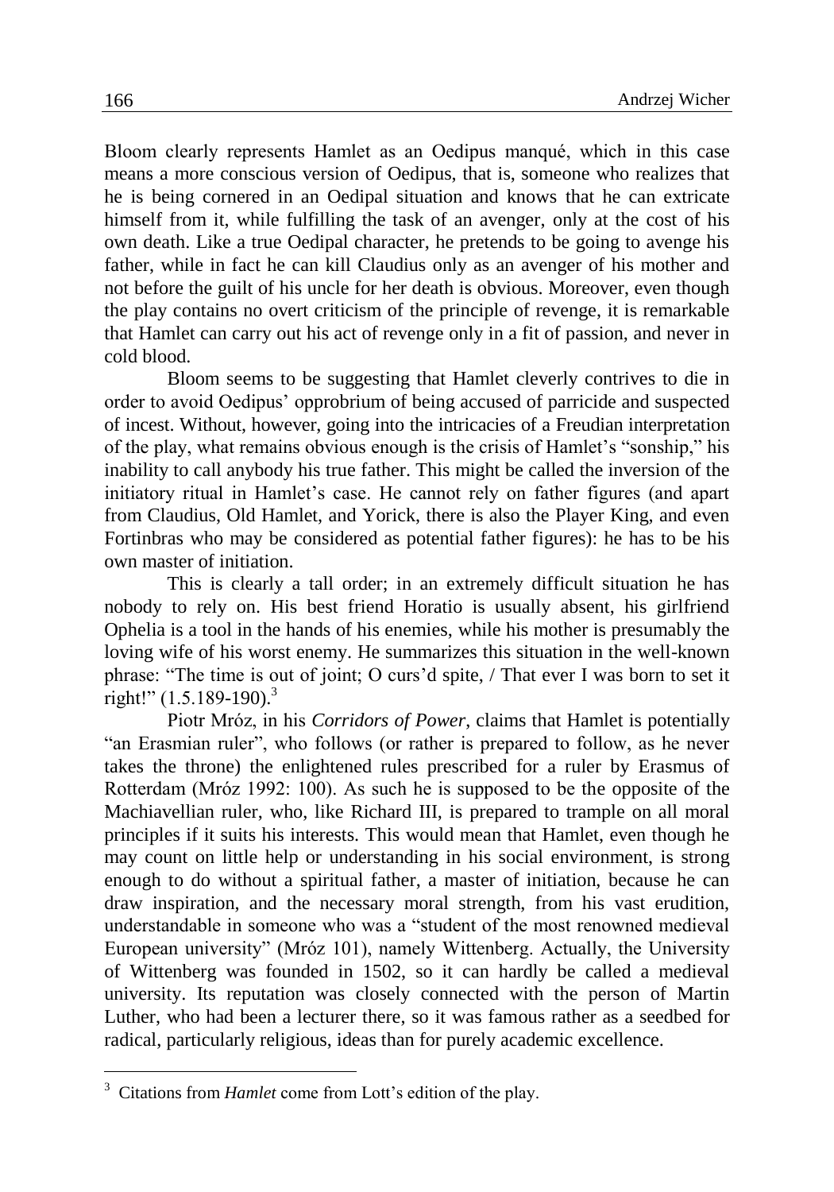Bloom clearly represents Hamlet as an Oedipus manqué, which in this case means a more conscious version of Oedipus, that is, someone who realizes that he is being cornered in an Oedipal situation and knows that he can extricate himself from it, while fulfilling the task of an avenger, only at the cost of his own death. Like a true Oedipal character, he pretends to be going to avenge his father, while in fact he can kill Claudius only as an avenger of his mother and not before the guilt of his uncle for her death is obvious. Moreover, even though the play contains no overt criticism of the principle of revenge, it is remarkable that Hamlet can carry out his act of revenge only in a fit of passion, and never in cold blood.

Bloom seems to be suggesting that Hamlet cleverly contrives to die in order to avoid Oedipus' opprobrium of being accused of parricide and suspected of incest. Without, however, going into the intricacies of a Freudian interpretation of the play, what remains obvious enough is the crisis of Hamlet's "sonship," his inability to call anybody his true father. This might be called the inversion of the initiatory ritual in Hamlet's case. He cannot rely on father figures (and apart from Claudius, Old Hamlet, and Yorick, there is also the Player King, and even Fortinbras who may be considered as potential father figures): he has to be his own master of initiation.

This is clearly a tall order; in an extremely difficult situation he has nobody to rely on. His best friend Horatio is usually absent, his girlfriend Ophelia is a tool in the hands of his enemies, while his mother is presumably the loving wife of his worst enemy. He summarizes this situation in the well-known phrase: "The time is out of joint; O curs'd spite, / That ever I was born to set it right!" (1.5.189-190).[3]

Piotr Mróz, in his *Corridors of Power*, claims that Hamlet is potentially "an Erasmian ruler", who follows (or rather is prepared to follow, as he never takes the throne) the enlightened rules prescribed for a ruler by Erasmus of Rotterdam (Mróz 1992: 100). As such he is supposed to be the opposite of the Machiavellian ruler, who, like Richard III, is prepared to trample on all moral principles if it suits his interests. This would mean that Hamlet, even though he may count on little help or understanding in his social environment, is strong enough to do without a spiritual father, a master of initiation, because he can draw inspiration, and the necessary moral strength, from his vast erudition, understandable in someone who was a "student of the most renowned medieval European university" (Mróz 101), namely Wittenberg. Actually, the University of Wittenberg was founded in 1502, so it can hardly be called a medieval university. Its reputation was closely connected with the person of Martin Luther, who had been a lecturer there, so it was famous rather as a seedbed for radical, particularly religious, ideas than for purely academic excellence.

---

[3] Citations from *Hamlet* come from Lott's edition of the play.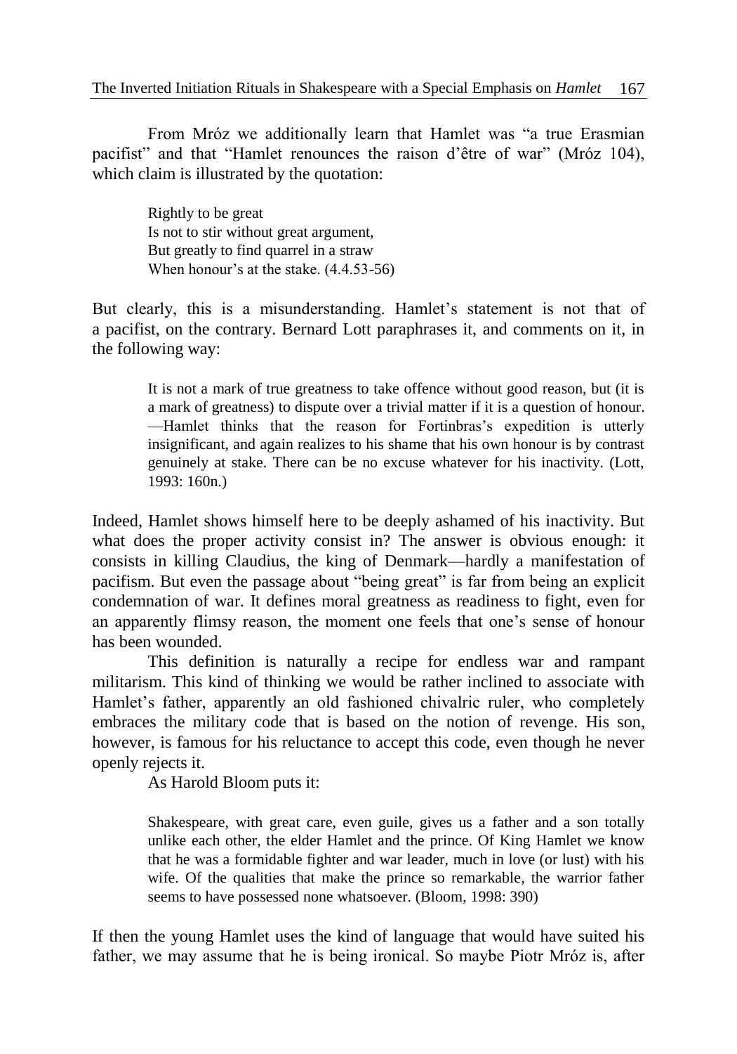From Mróz we additionally learn that Hamlet was "a true Erasmian pacifist" and that "Hamlet renounces the raison d'être of war" (Mróz 104), which claim is illustrated by the quotation:

> Rightly to be great
> Is not to stir without great argument,
> But greatly to find quarrel in a straw
> When honour's at the stake. (4.4.53-56)

But clearly, this is a misunderstanding. Hamlet's statement is not that of a pacifist, on the contrary. Bernard Lott paraphrases it, and comments on it, in the following way:

> It is not a mark of true greatness to take offence without good reason, but (it is a mark of greatness) to dispute over a trivial matter if it is a question of honour. —Hamlet thinks that the reason for Fortinbras's expedition is utterly insignificant, and again realizes to his shame that his own honour is by contrast genuinely at stake. There can be no excuse whatever for his inactivity. (Lott, 1993: 160n.)

Indeed, Hamlet shows himself here to be deeply ashamed of his inactivity. But what does the proper activity consist in? The answer is obvious enough: it consists in killing Claudius, the king of Denmark—hardly a manifestation of pacifism. But even the passage about "being great" is far from being an explicit condemnation of war. It defines moral greatness as readiness to fight, even for an apparently flimsy reason, the moment one feels that one's sense of honour has been wounded.

This definition is naturally a recipe for endless war and rampant militarism. This kind of thinking we would be rather inclined to associate with Hamlet's father, apparently an old fashioned chivalric ruler, who completely embraces the military code that is based on the notion of revenge. His son, however, is famous for his reluctance to accept this code, even though he never openly rejects it.

As Harold Bloom puts it:

> Shakespeare, with great care, even guile, gives us a father and a son totally unlike each other, the elder Hamlet and the prince. Of King Hamlet we know that he was a formidable fighter and war leader, much in love (or lust) with his wife. Of the qualities that make the prince so remarkable, the warrior father seems to have possessed none whatsoever. (Bloom, 1998: 390)

If then the young Hamlet uses the kind of language that would have suited his father, we may assume that he is being ironical. So maybe Piotr Mróz is, after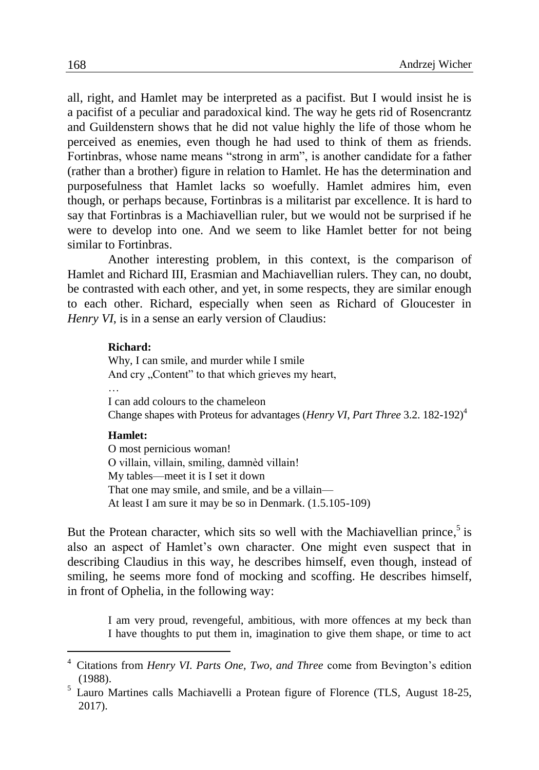all, right, and Hamlet may be interpreted as a pacifist. But I would insist he is a pacifist of a peculiar and paradoxical kind. The way he gets rid of Rosencrantz and Guildenstern shows that he did not value highly the life of those whom he perceived as enemies, even though he had used to think of them as friends. Fortinbras, whose name means "strong in arm", is another candidate for a father (rather than a brother) figure in relation to Hamlet. He has the determination and purposefulness that Hamlet lacks so woefully. Hamlet admires him, even though, or perhaps because, Fortinbras is a militarist par excellence. It is hard to say that Fortinbras is a Machiavellian ruler, but we would not be surprised if he were to develop into one. And we seem to like Hamlet better for not being similar to Fortinbras.

Another interesting problem, in this context, is the comparison of Hamlet and Richard III, Erasmian and Machiavellian rulers. They can, no doubt, be contrasted with each other, and yet, in some respects, they are similar enough to each other. Richard, especially when seen as Richard of Gloucester in *Henry VI*, is in a sense an early version of Claudius:

> **Richard:**
> Why, I can smile, and murder while I smile
> And cry „Content" to that which grieves my heart,
> …
> I can add colours to the chameleon
> Change shapes with Proteus for advantages (*Henry VI*, *Part Three* 3.2. 182-192)[4]

> **Hamlet:**
> O most pernicious woman!
> O villain, villain, smiling, damnèd villain!
> My tables—meet it is I set it down
> That one may smile, and smile, and be a villain—
> At least I am sure it may be so in Denmark. (1.5.105-109)

But the Protean character, which sits so well with the Machiavellian prince,[5] is also an aspect of Hamlet's own character. One might even suspect that in describing Claudius in this way, he describes himself, even though, instead of smiling, he seems more fond of mocking and scoffing. He describes himself, in front of Ophelia, in the following way:

> I am very proud, revengeful, ambitious, with more offences at my beck than I have thoughts to put them in, imagination to give them shape, or time to act

[4] Citations from *Henry VI. Parts One, Two, and Three* come from Bevington's edition (1988).

[5] Lauro Martines calls Machiavelli a Protean figure of Florence (TLS, August 18-25, 2017).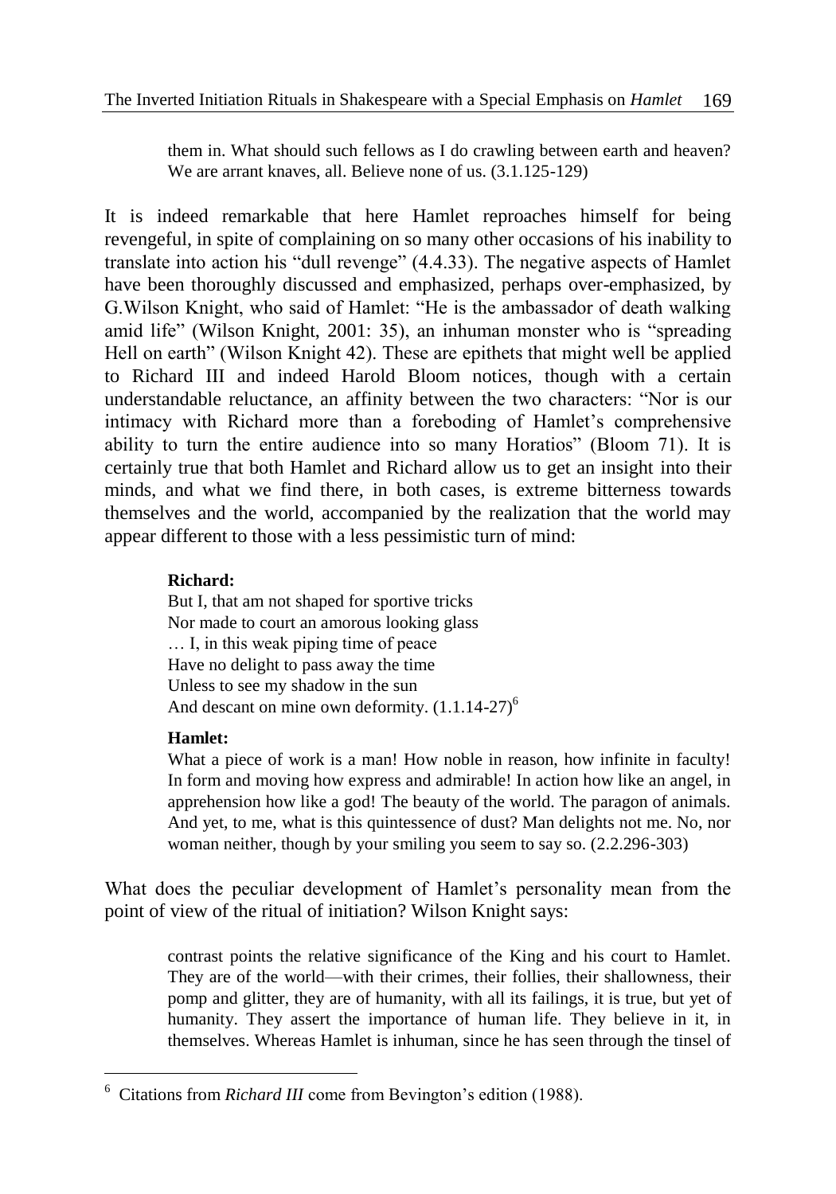them in. What should such fellows as I do crawling between earth and heaven? We are arrant knaves, all. Believe none of us. (3.1.125-129)

It is indeed remarkable that here Hamlet reproaches himself for being revengeful, in spite of complaining on so many other occasions of his inability to translate into action his "dull revenge" (4.4.33). The negative aspects of Hamlet have been thoroughly discussed and emphasized, perhaps over-emphasized, by G.Wilson Knight, who said of Hamlet: "He is the ambassador of death walking amid life" (Wilson Knight, 2001: 35), an inhuman monster who is "spreading Hell on earth" (Wilson Knight 42). These are epithets that might well be applied to Richard III and indeed Harold Bloom notices, though with a certain understandable reluctance, an affinity between the two characters: "Nor is our intimacy with Richard more than a foreboding of Hamlet's comprehensive ability to turn the entire audience into so many Horatios" (Bloom 71). It is certainly true that both Hamlet and Richard allow us to get an insight into their minds, and what we find there, in both cases, is extreme bitterness towards themselves and the world, accompanied by the realization that the world may appear different to those with a less pessimistic turn of mind:

> **Richard:**
> But I, that am not shaped for sportive tricks
> Nor made to court an amorous looking glass
> … I, in this weak piping time of peace
> Have no delight to pass away the time
> Unless to see my shadow in the sun
> And descant on mine own deformity. (1.1.14-27)[6]

> **Hamlet:**
> What a piece of work is a man! How noble in reason, how infinite in faculty! In form and moving how express and admirable! In action how like an angel, in apprehension how like a god! The beauty of the world. The paragon of animals. And yet, to me, what is this quintessence of dust? Man delights not me. No, nor woman neither, though by your smiling you seem to say so. (2.2.296-303)

What does the peculiar development of Hamlet's personality mean from the point of view of the ritual of initiation? Wilson Knight says:

> contrast points the relative significance of the King and his court to Hamlet. They are of the world—with their crimes, their follies, their shallowness, their pomp and glitter, they are of humanity, with all its failings, it is true, but yet of humanity. They assert the importance of human life. They believe in it, in themselves. Whereas Hamlet is inhuman, since he has seen through the tinsel of

[6] Citations from *Richard III* come from Bevington's edition (1988).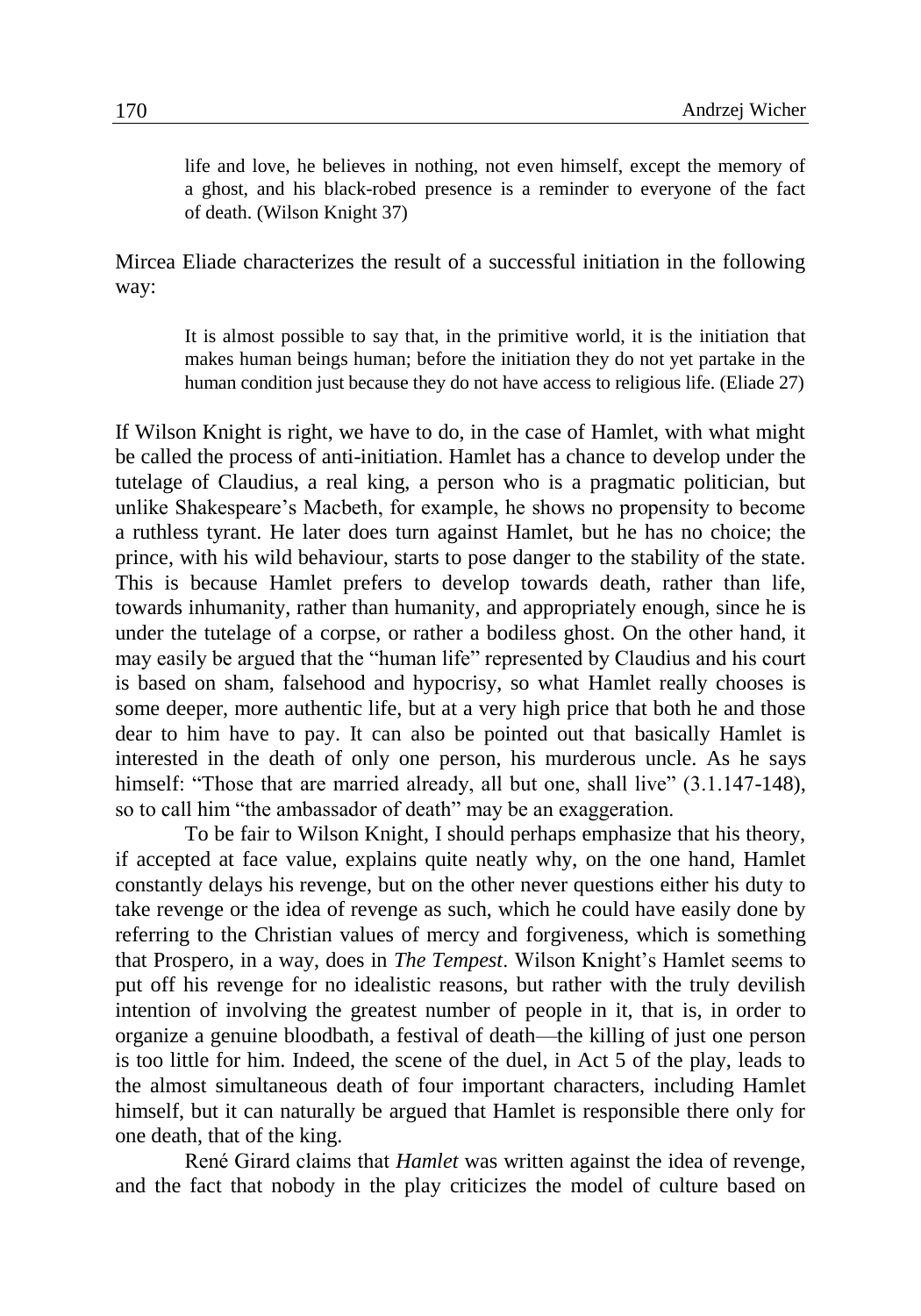> life and love, he believes in nothing, not even himself, except the memory of a ghost, and his black-robed presence is a reminder to everyone of the fact of death. (Wilson Knight 37)

Mircea Eliade characterizes the result of a successful initiation in the following way:

> It is almost possible to say that, in the primitive world, it is the initiation that makes human beings human; before the initiation they do not yet partake in the human condition just because they do not have access to religious life. (Eliade 27)

If Wilson Knight is right, we have to do, in the case of Hamlet, with what might be called the process of anti-initiation. Hamlet has a chance to develop under the tutelage of Claudius, a real king, a person who is a pragmatic politician, but unlike Shakespeare's Macbeth, for example, he shows no propensity to become a ruthless tyrant. He later does turn against Hamlet, but he has no choice; the prince, with his wild behaviour, starts to pose danger to the stability of the state. This is because Hamlet prefers to develop towards death, rather than life, towards inhumanity, rather than humanity, and appropriately enough, since he is under the tutelage of a corpse, or rather a bodiless ghost. On the other hand, it may easily be argued that the "human life" represented by Claudius and his court is based on sham, falsehood and hypocrisy, so what Hamlet really chooses is some deeper, more authentic life, but at a very high price that both he and those dear to him have to pay. It can also be pointed out that basically Hamlet is interested in the death of only one person, his murderous uncle. As he says himself: "Those that are married already, all but one, shall live" (3.1.147-148), so to call him "the ambassador of death" may be an exaggeration.

To be fair to Wilson Knight, I should perhaps emphasize that his theory, if accepted at face value, explains quite neatly why, on the one hand, Hamlet constantly delays his revenge, but on the other never questions either his duty to take revenge or the idea of revenge as such, which he could have easily done by referring to the Christian values of mercy and forgiveness, which is something that Prospero, in a way, does in *The Tempest*. Wilson Knight's Hamlet seems to put off his revenge for no idealistic reasons, but rather with the truly devilish intention of involving the greatest number of people in it, that is, in order to organize a genuine bloodbath, a festival of death—the killing of just one person is too little for him. Indeed, the scene of the duel, in Act 5 of the play, leads to the almost simultaneous death of four important characters, including Hamlet himself, but it can naturally be argued that Hamlet is responsible there only for one death, that of the king.

René Girard claims that *Hamlet* was written against the idea of revenge, and the fact that nobody in the play criticizes the model of culture based on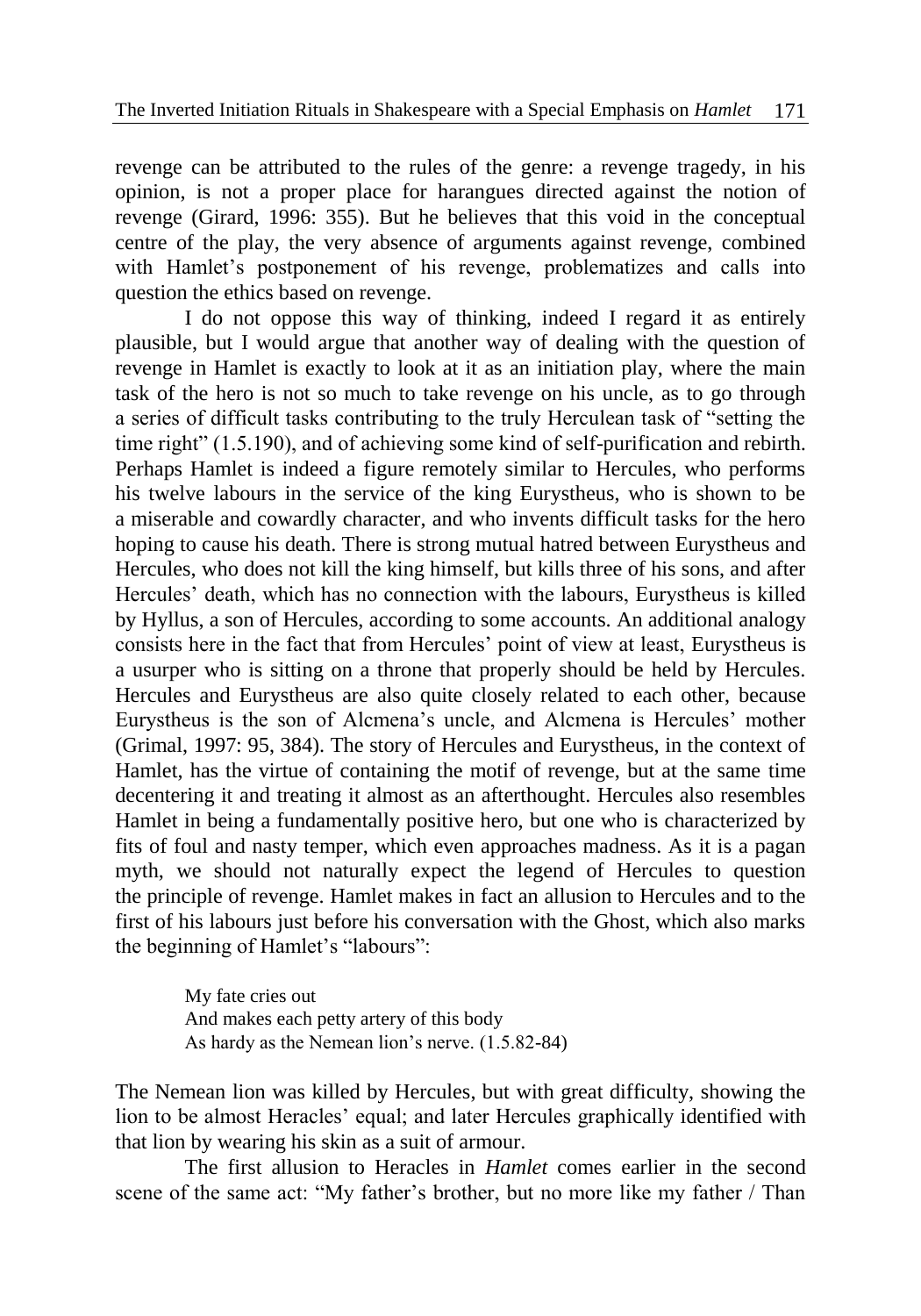revenge can be attributed to the rules of the genre: a revenge tragedy, in his opinion, is not a proper place for harangues directed against the notion of revenge (Girard, 1996: 355). But he believes that this void in the conceptual centre of the play, the very absence of arguments against revenge, combined with Hamlet's postponement of his revenge, problematizes and calls into question the ethics based on revenge.

I do not oppose this way of thinking, indeed I regard it as entirely plausible, but I would argue that another way of dealing with the question of revenge in Hamlet is exactly to look at it as an initiation play, where the main task of the hero is not so much to take revenge on his uncle, as to go through a series of difficult tasks contributing to the truly Herculean task of "setting the time right" (1.5.190), and of achieving some kind of self-purification and rebirth. Perhaps Hamlet is indeed a figure remotely similar to Hercules, who performs his twelve labours in the service of the king Eurystheus, who is shown to be a miserable and cowardly character, and who invents difficult tasks for the hero hoping to cause his death. There is strong mutual hatred between Eurystheus and Hercules, who does not kill the king himself, but kills three of his sons, and after Hercules' death, which has no connection with the labours, Eurystheus is killed by Hyllus, a son of Hercules, according to some accounts. An additional analogy consists here in the fact that from Hercules' point of view at least, Eurystheus is a usurper who is sitting on a throne that properly should be held by Hercules. Hercules and Eurystheus are also quite closely related to each other, because Eurystheus is the son of Alcmena's uncle, and Alcmena is Hercules' mother (Grimal, 1997: 95, 384). The story of Hercules and Eurystheus, in the context of Hamlet, has the virtue of containing the motif of revenge, but at the same time decentering it and treating it almost as an afterthought. Hercules also resembles Hamlet in being a fundamentally positive hero, but one who is characterized by fits of foul and nasty temper, which even approaches madness. As it is a pagan myth, we should not naturally expect the legend of Hercules to question the principle of revenge. Hamlet makes in fact an allusion to Hercules and to the first of his labours just before his conversation with the Ghost, which also marks the beginning of Hamlet's "labours":

> My fate cries out
> And makes each petty artery of this body
> As hardy as the Nemean lion's nerve. (1.5.82-84)

The Nemean lion was killed by Hercules, but with great difficulty, showing the lion to be almost Heracles' equal; and later Hercules graphically identified with that lion by wearing his skin as a suit of armour.

The first allusion to Heracles in *Hamlet* comes earlier in the second scene of the same act: "My father's brother, but no more like my father / Than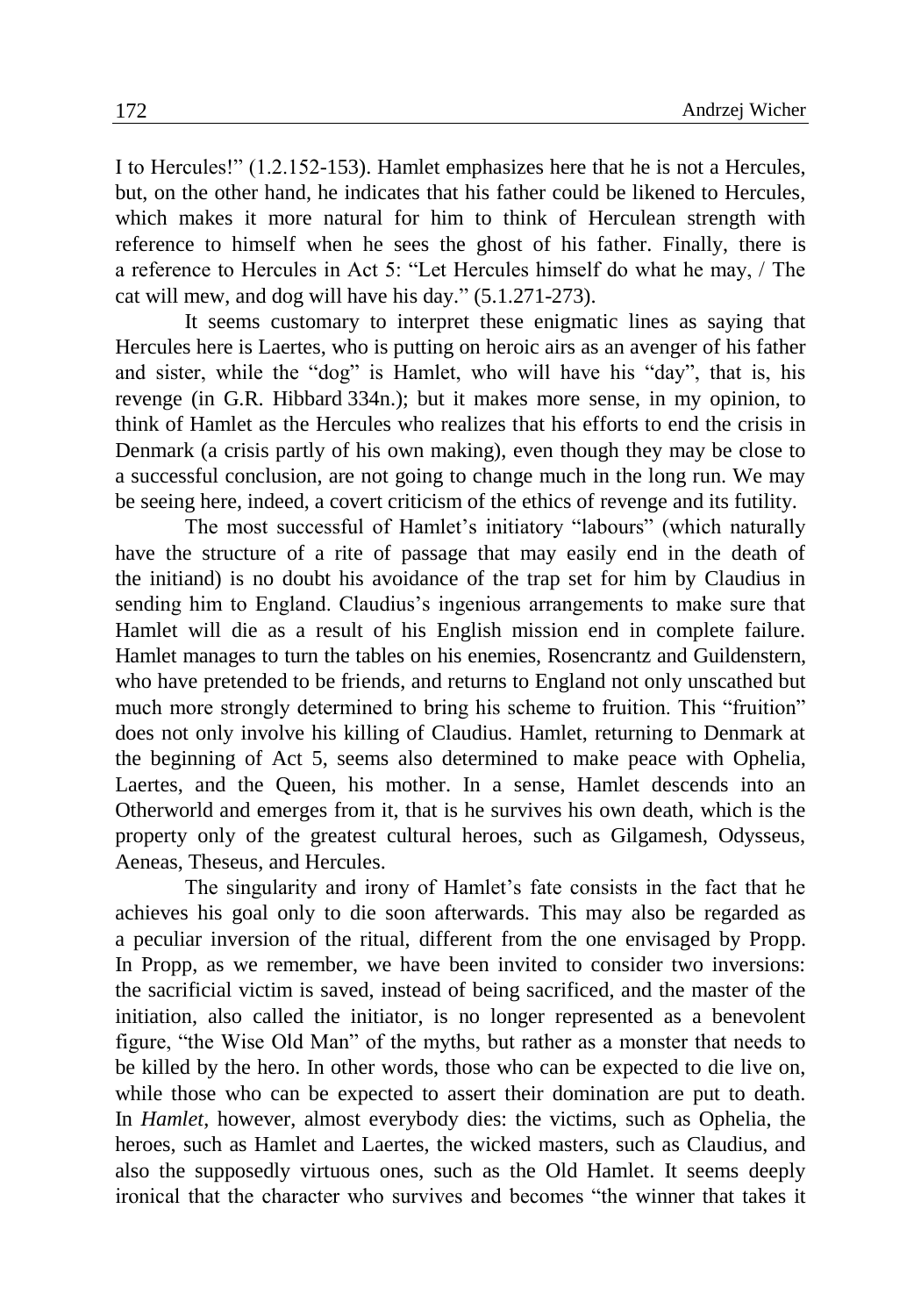I to Hercules!" (1.2.152-153). Hamlet emphasizes here that he is not a Hercules, but, on the other hand, he indicates that his father could be likened to Hercules, which makes it more natural for him to think of Herculean strength with reference to himself when he sees the ghost of his father. Finally, there is a reference to Hercules in Act 5: "Let Hercules himself do what he may, / The cat will mew, and dog will have his day." (5.1.271-273).

It seems customary to interpret these enigmatic lines as saying that Hercules here is Laertes, who is putting on heroic airs as an avenger of his father and sister, while the "dog" is Hamlet, who will have his "day", that is, his revenge (in G.R. Hibbard 334n.); but it makes more sense, in my opinion, to think of Hamlet as the Hercules who realizes that his efforts to end the crisis in Denmark (a crisis partly of his own making), even though they may be close to a successful conclusion, are not going to change much in the long run. We may be seeing here, indeed, a covert criticism of the ethics of revenge and its futility.

The most successful of Hamlet's initiatory "labours" (which naturally have the structure of a rite of passage that may easily end in the death of the initiand) is no doubt his avoidance of the trap set for him by Claudius in sending him to England. Claudius's ingenious arrangements to make sure that Hamlet will die as a result of his English mission end in complete failure. Hamlet manages to turn the tables on his enemies, Rosencrantz and Guildenstern, who have pretended to be friends, and returns to England not only unscathed but much more strongly determined to bring his scheme to fruition. This "fruition" does not only involve his killing of Claudius. Hamlet, returning to Denmark at the beginning of Act 5, seems also determined to make peace with Ophelia, Laertes, and the Queen, his mother. In a sense, Hamlet descends into an Otherworld and emerges from it, that is he survives his own death, which is the property only of the greatest cultural heroes, such as Gilgamesh, Odysseus, Aeneas, Theseus, and Hercules.

The singularity and irony of Hamlet's fate consists in the fact that he achieves his goal only to die soon afterwards. This may also be regarded as a peculiar inversion of the ritual, different from the one envisaged by Propp. In Propp, as we remember, we have been invited to consider two inversions: the sacrificial victim is saved, instead of being sacrificed, and the master of the initiation, also called the initiator, is no longer represented as a benevolent figure, "the Wise Old Man" of the myths, but rather as a monster that needs to be killed by the hero. In other words, those who can be expected to die live on, while those who can be expected to assert their domination are put to death. In *Hamlet*, however, almost everybody dies: the victims, such as Ophelia, the heroes, such as Hamlet and Laertes, the wicked masters, such as Claudius, and also the supposedly virtuous ones, such as the Old Hamlet. It seems deeply ironical that the character who survives and becomes "the winner that takes it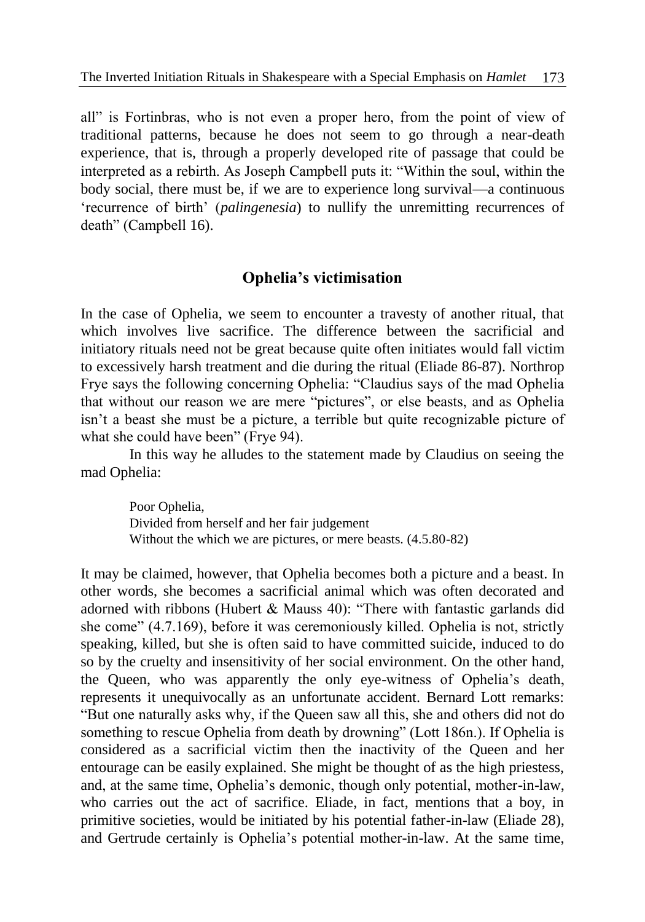all" is Fortinbras, who is not even a proper hero, from the point of view of traditional patterns, because he does not seem to go through a near-death experience, that is, through a properly developed rite of passage that could be interpreted as a rebirth. As Joseph Campbell puts it: "Within the soul, within the body social, there must be, if we are to experience long survival—a continuous 'recurrence of birth' (*palingenesia*) to nullify the unremitting recurrences of death" (Campbell 16).

## Ophelia's victimisation

In the case of Ophelia, we seem to encounter a travesty of another ritual, that which involves live sacrifice. The difference between the sacrificial and initiatory rituals need not be great because quite often initiates would fall victim to excessively harsh treatment and die during the ritual (Eliade 86-87). Northrop Frye says the following concerning Ophelia: "Claudius says of the mad Ophelia that without our reason we are mere "pictures", or else beasts, and as Ophelia isn't a beast she must be a picture, a terrible but quite recognizable picture of what she could have been" (Frye 94).

In this way he alludes to the statement made by Claudius on seeing the mad Ophelia:

> Poor Ophelia,  
> Divided from herself and her fair judgement  
> Without the which we are pictures, or mere beasts. (4.5.80-82)

It may be claimed, however, that Ophelia becomes both a picture and a beast. In other words, she becomes a sacrificial animal which was often decorated and adorned with ribbons (Hubert & Mauss 40): "There with fantastic garlands did she come" (4.7.169), before it was ceremoniously killed. Ophelia is not, strictly speaking, killed, but she is often said to have committed suicide, induced to do so by the cruelty and insensitivity of her social environment. On the other hand, the Queen, who was apparently the only eye-witness of Ophelia's death, represents it unequivocally as an unfortunate accident. Bernard Lott remarks: "But one naturally asks why, if the Queen saw all this, she and others did not do something to rescue Ophelia from death by drowning" (Lott 186n.). If Ophelia is considered as a sacrificial victim then the inactivity of the Queen and her entourage can be easily explained. She might be thought of as the high priestess, and, at the same time, Ophelia's demonic, though only potential, mother-in-law, who carries out the act of sacrifice. Eliade, in fact, mentions that a boy, in primitive societies, would be initiated by his potential father-in-law (Eliade 28), and Gertrude certainly is Ophelia's potential mother-in-law. At the same time,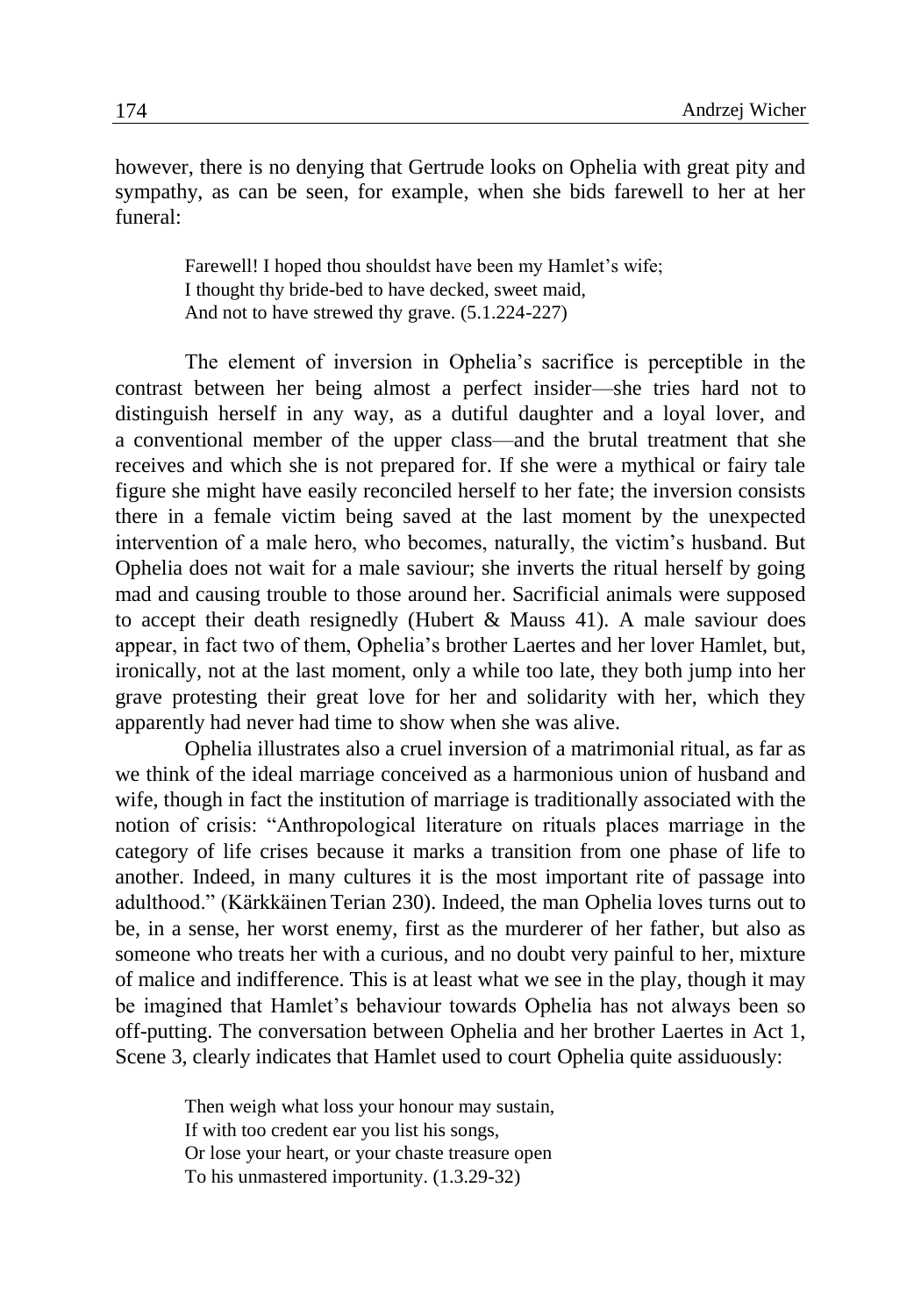however, there is no denying that Gertrude looks on Ophelia with great pity and sympathy, as can be seen, for example, when she bids farewell to her at her funeral:

> Farewell! I hoped thou shouldst have been my Hamlet's wife;
> I thought thy bride-bed to have decked, sweet maid,
> And not to have strewed thy grave. (5.1.224-227)

The element of inversion in Ophelia's sacrifice is perceptible in the contrast between her being almost a perfect insider—she tries hard not to distinguish herself in any way, as a dutiful daughter and a loyal lover, and a conventional member of the upper class—and the brutal treatment that she receives and which she is not prepared for. If she were a mythical or fairy tale figure she might have easily reconciled herself to her fate; the inversion consists there in a female victim being saved at the last moment by the unexpected intervention of a male hero, who becomes, naturally, the victim's husband. But Ophelia does not wait for a male saviour; she inverts the ritual herself by going mad and causing trouble to those around her. Sacrificial animals were supposed to accept their death resignedly (Hubert & Mauss 41). A male saviour does appear, in fact two of them, Ophelia's brother Laertes and her lover Hamlet, but, ironically, not at the last moment, only a while too late, they both jump into her grave protesting their great love for her and solidarity with her, which they apparently had never had time to show when she was alive.

Ophelia illustrates also a cruel inversion of a matrimonial ritual, as far as we think of the ideal marriage conceived as a harmonious union of husband and wife, though in fact the institution of marriage is traditionally associated with the notion of crisis: "Anthropological literature on rituals places marriage in the category of life crises because it marks a transition from one phase of life to another. Indeed, in many cultures it is the most important rite of passage into adulthood." (Kärkkäinen Terian 230). Indeed, the man Ophelia loves turns out to be, in a sense, her worst enemy, first as the murderer of her father, but also as someone who treats her with a curious, and no doubt very painful to her, mixture of malice and indifference. This is at least what we see in the play, though it may be imagined that Hamlet's behaviour towards Ophelia has not always been so off-putting. The conversation between Ophelia and her brother Laertes in Act 1, Scene 3, clearly indicates that Hamlet used to court Ophelia quite assiduously:

> Then weigh what loss your honour may sustain,
> If with too credent ear you list his songs,
> Or lose your heart, or your chaste treasure open
> To his unmastered importunity. (1.3.29-32)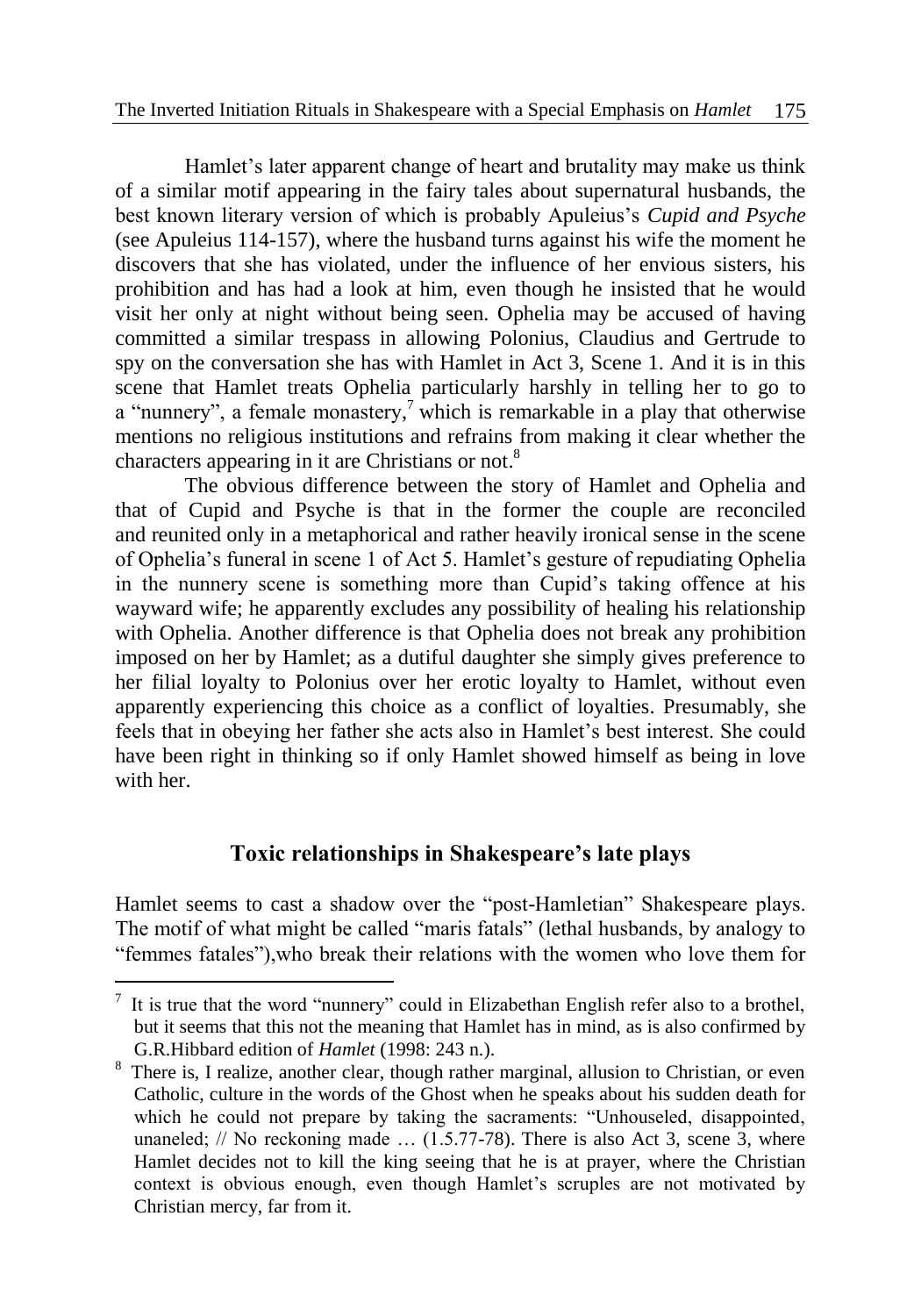Hamlet's later apparent change of heart and brutality may make us think of a similar motif appearing in the fairy tales about supernatural husbands, the best known literary version of which is probably Apuleius's *Cupid and Psyche* (see Apuleius 114-157), where the husband turns against his wife the moment he discovers that she has violated, under the influence of her envious sisters, his prohibition and has had a look at him, even though he insisted that he would visit her only at night without being seen. Ophelia may be accused of having committed a similar trespass in allowing Polonius, Claudius and Gertrude to spy on the conversation she has with Hamlet in Act 3, Scene 1. And it is in this scene that Hamlet treats Ophelia particularly harshly in telling her to go to a "nunnery", a female monastery,[7] which is remarkable in a play that otherwise mentions no religious institutions and refrains from making it clear whether the characters appearing in it are Christians or not.[8]

The obvious difference between the story of Hamlet and Ophelia and that of Cupid and Psyche is that in the former the couple are reconciled and reunited only in a metaphorical and rather heavily ironical sense in the scene of Ophelia's funeral in scene 1 of Act 5. Hamlet's gesture of repudiating Ophelia in the nunnery scene is something more than Cupid's taking offence at his wayward wife; he apparently excludes any possibility of healing his relationship with Ophelia. Another difference is that Ophelia does not break any prohibition imposed on her by Hamlet; as a dutiful daughter she simply gives preference to her filial loyalty to Polonius over her erotic loyalty to Hamlet, without even apparently experiencing this choice as a conflict of loyalties. Presumably, she feels that in obeying her father she acts also in Hamlet's best interest. She could have been right in thinking so if only Hamlet showed himself as being in love with her.

## Toxic relationships in Shakespeare's late plays

Hamlet seems to cast a shadow over the "post-Hamletian" Shakespeare plays. The motif of what might be called "maris fatals" (lethal husbands, by analogy to "femmes fatales"),who break their relations with the women who love them for

---

[7] It is true that the word "nunnery" could in Elizabethan English refer also to a brothel, but it seems that this not the meaning that Hamlet has in mind, as is also confirmed by G.R.Hibbard edition of *Hamlet* (1998: 243 n.).

[8] There is, I realize, another clear, though rather marginal, allusion to Christian, or even Catholic, culture in the words of the Ghost when he speaks about his sudden death for which he could not prepare by taking the sacraments: "Unhouseled, disappointed, unaneled; // No reckoning made … (1.5.77-78). There is also Act 3, scene 3, where Hamlet decides not to kill the king seeing that he is at prayer, where the Christian context is obvious enough, even though Hamlet's scruples are not motivated by Christian mercy, far from it.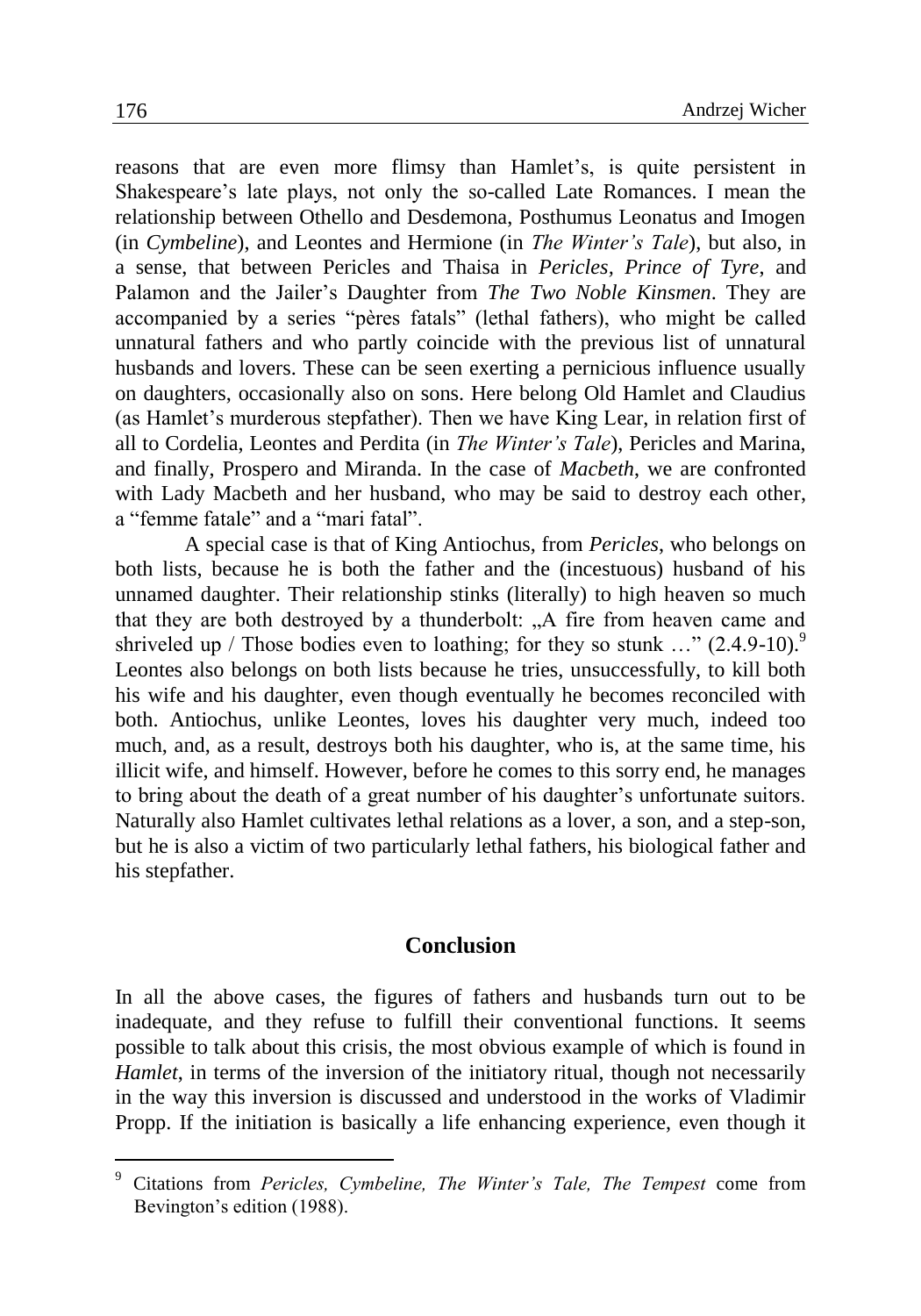reasons that are even more flimsy than Hamlet's, is quite persistent in Shakespeare's late plays, not only the so-called Late Romances. I mean the relationship between Othello and Desdemona, Posthumus Leonatus and Imogen (in *Cymbeline*), and Leontes and Hermione (in *The Winter's Tale*), but also, in a sense, that between Pericles and Thaisa in *Pericles, Prince of Tyre,* and Palamon and the Jailer's Daughter from *The Two Noble Kinsmen*. They are accompanied by a series "pères fatals" (lethal fathers), who might be called unnatural fathers and who partly coincide with the previous list of unnatural husbands and lovers. These can be seen exerting a pernicious influence usually on daughters, occasionally also on sons. Here belong Old Hamlet and Claudius (as Hamlet's murderous stepfather). Then we have King Lear, in relation first of all to Cordelia, Leontes and Perdita (in *The Winter's Tale*), Pericles and Marina, and finally, Prospero and Miranda. In the case of *Macbeth*, we are confronted with Lady Macbeth and her husband, who may be said to destroy each other, a "femme fatale" and a "mari fatal".

A special case is that of King Antiochus, from *Pericles*, who belongs on both lists, because he is both the father and the (incestuous) husband of his unnamed daughter. Their relationship stinks (literally) to high heaven so much that they are both destroyed by a thunderbolt: „A fire from heaven came and shriveled up / Those bodies even to loathing; for they so stunk …" (2.4.9-10).[9] Leontes also belongs on both lists because he tries, unsuccessfully, to kill both his wife and his daughter, even though eventually he becomes reconciled with both. Antiochus, unlike Leontes, loves his daughter very much, indeed too much, and, as a result, destroys both his daughter, who is, at the same time, his illicit wife, and himself. However, before he comes to this sorry end, he manages to bring about the death of a great number of his daughter's unfortunate suitors. Naturally also Hamlet cultivates lethal relations as a lover, a son, and a step-son, but he is also a victim of two particularly lethal fathers, his biological father and his stepfather.

## Conclusion

In all the above cases, the figures of fathers and husbands turn out to be inadequate, and they refuse to fulfill their conventional functions. It seems possible to talk about this crisis, the most obvious example of which is found in *Hamlet*, in terms of the inversion of the initiatory ritual, though not necessarily in the way this inversion is discussed and understood in the works of Vladimir Propp. If the initiation is basically a life enhancing experience, even though it

[9] Citations from *Pericles, Cymbeline, The Winter's Tale, The Tempest* come from Bevington's edition (1988).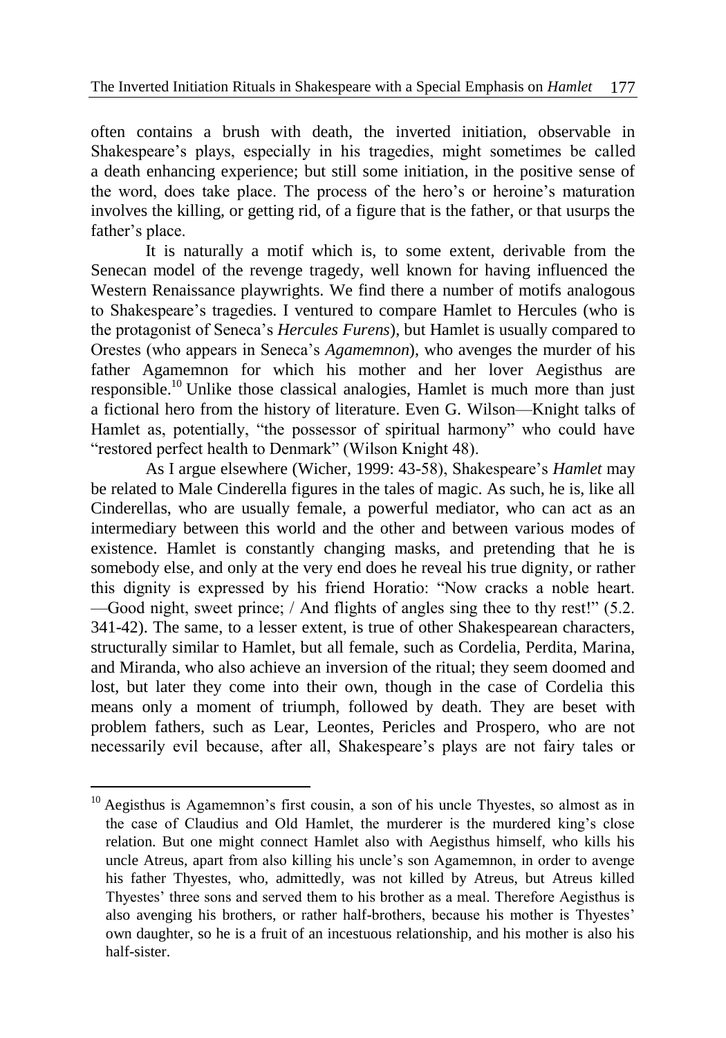often contains a brush with death, the inverted initiation, observable in Shakespeare's plays, especially in his tragedies, might sometimes be called a death enhancing experience; but still some initiation, in the positive sense of the word, does take place. The process of the hero's or heroine's maturation involves the killing, or getting rid, of a figure that is the father, or that usurps the father's place.

It is naturally a motif which is, to some extent, derivable from the Senecan model of the revenge tragedy, well known for having influenced the Western Renaissance playwrights. We find there a number of motifs analogous to Shakespeare's tragedies. I ventured to compare Hamlet to Hercules (who is the protagonist of Seneca's *Hercules Furens*), but Hamlet is usually compared to Orestes (who appears in Seneca's *Agamemnon*), who avenges the murder of his father Agamemnon for which his mother and her lover Aegisthus are responsible.[10] Unlike those classical analogies, Hamlet is much more than just a fictional hero from the history of literature. Even G. Wilson—Knight talks of Hamlet as, potentially, "the possessor of spiritual harmony" who could have "restored perfect health to Denmark" (Wilson Knight 48).

As I argue elsewhere (Wicher, 1999: 43-58), Shakespeare's *Hamlet* may be related to Male Cinderella figures in the tales of magic. As such, he is, like all Cinderellas, who are usually female, a powerful mediator, who can act as an intermediary between this world and the other and between various modes of existence. Hamlet is constantly changing masks, and pretending that he is somebody else, and only at the very end does he reveal his true dignity, or rather this dignity is expressed by his friend Horatio: "Now cracks a noble heart. —Good night, sweet prince; / And flights of angles sing thee to thy rest!" (5.2. 341-42). The same, to a lesser extent, is true of other Shakespearean characters, structurally similar to Hamlet, but all female, such as Cordelia, Perdita, Marina, and Miranda, who also achieve an inversion of the ritual; they seem doomed and lost, but later they come into their own, though in the case of Cordelia this means only a moment of triumph, followed by death. They are beset with problem fathers, such as Lear, Leontes, Pericles and Prospero, who are not necessarily evil because, after all, Shakespeare's plays are not fairy tales or

---

[10] Aegisthus is Agamemnon's first cousin, a son of his uncle Thyestes, so almost as in the case of Claudius and Old Hamlet, the murderer is the murdered king's close relation. But one might connect Hamlet also with Aegisthus himself, who kills his uncle Atreus, apart from also killing his uncle's son Agamemnon, in order to avenge his father Thyestes, who, admittedly, was not killed by Atreus, but Atreus killed Thyestes' three sons and served them to his brother as a meal. Therefore Aegisthus is also avenging his brothers, or rather half-brothers, because his mother is Thyestes' own daughter, so he is a fruit of an incestuous relationship, and his mother is also his half-sister.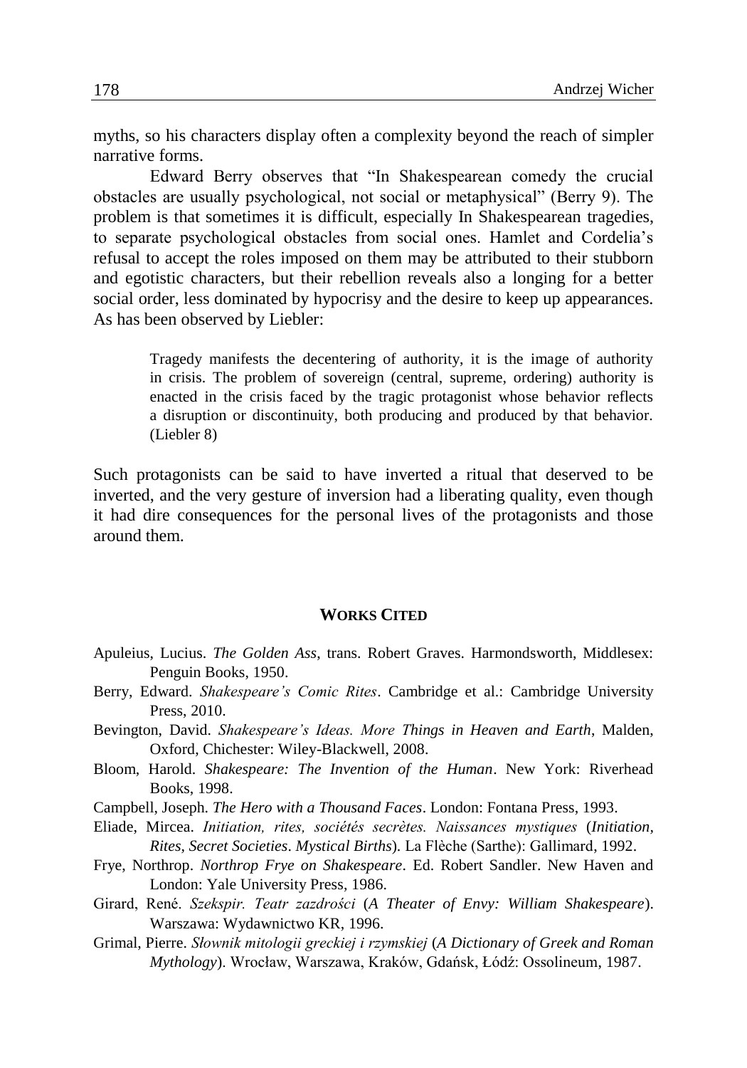myths, so his characters display often a complexity beyond the reach of simpler narrative forms.

Edward Berry observes that "In Shakespearean comedy the crucial obstacles are usually psychological, not social or metaphysical" (Berry 9). The problem is that sometimes it is difficult, especially In Shakespearean tragedies, to separate psychological obstacles from social ones. Hamlet and Cordelia's refusal to accept the roles imposed on them may be attributed to their stubborn and egotistic characters, but their rebellion reveals also a longing for a better social order, less dominated by hypocrisy and the desire to keep up appearances. As has been observed by Liebler:

> Tragedy manifests the decentering of authority, it is the image of authority in crisis. The problem of sovereign (central, supreme, ordering) authority is enacted in the crisis faced by the tragic protagonist whose behavior reflects a disruption or discontinuity, both producing and produced by that behavior. (Liebler 8)

Such protagonists can be said to have inverted a ritual that deserved to be inverted, and the very gesture of inversion had a liberating quality, even though it had dire consequences for the personal lives of the protagonists and those around them.

## WORKS CITED

Apuleius, Lucius. *The Golden Ass*, trans. Robert Graves. Harmondsworth, Middlesex: Penguin Books, 1950.

Berry, Edward. *Shakespeare's Comic Rites*. Cambridge et al.: Cambridge University Press, 2010.

Bevington, David. *Shakespeare's Ideas. More Things in Heaven and Earth*, Malden, Oxford, Chichester: Wiley-Blackwell, 2008.

Bloom, Harold. *Shakespeare: The Invention of the Human*. New York: Riverhead Books, 1998.

Campbell, Joseph. *The Hero with a Thousand Faces*. London: Fontana Press, 1993.

Eliade, Mircea. *Initiation, rites, sociétés secrètes. Naissances mystiques* (*Initiation, Rites, Secret Societies*. *Mystical Births*). La Flèche (Sarthe): Gallimard, 1992.

Frye, Northrop. *Northrop Frye on Shakespeare*. Ed. Robert Sandler. New Haven and London: Yale University Press, 1986.

Girard, René. *Szekspir. Teatr zazdrości* (*A Theater of Envy: William Shakespeare*). Warszawa: Wydawnictwo KR, 1996.

Grimal, Pierre. *Słownik mitologii greckiej i rzymskiej* (*A Dictionary of Greek and Roman Mythology*). Wrocław, Warszawa, Kraków, Gdańsk, Łódź: Ossolineum, 1987.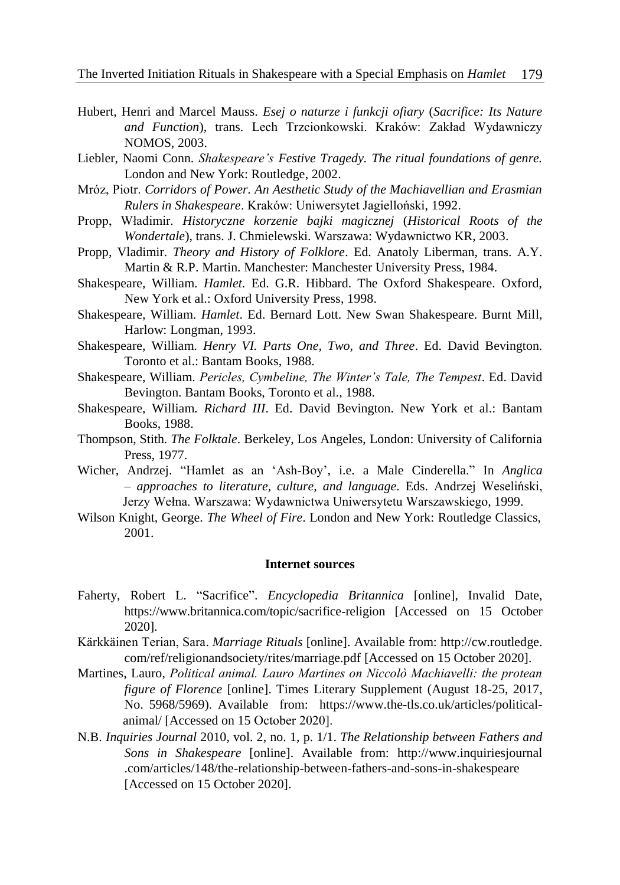Hubert, Henri and Marcel Mauss. *Esej o naturze i funkcji ofiary* (*Sacrifice: Its Nature and Function*), trans. Lech Trzcionkowski. Kraków: Zakład Wydawniczy NOMOS, 2003.

Liebler, Naomi Conn. *Shakespeare's Festive Tragedy. The ritual foundations of genre.* London and New York: Routledge, 2002.

Mróz, Piotr. *Corridors of Power. An Aesthetic Study of the Machiavellian and Erasmian Rulers in Shakespeare*. Kraków: Uniwersytet Jagielloński, 1992.

Propp, Władimir. *Historyczne korzenie bajki magicznej* (*Historical Roots of the Wondertale*), trans. J. Chmielewski. Warszawa: Wydawnictwo KR, 2003.

Propp, Vladimir. *Theory and History of Folklore*. Ed. Anatoly Liberman, trans. A.Y. Martin & R.P. Martin. Manchester: Manchester University Press, 1984.

Shakespeare, William. *Hamlet*. Ed. G.R. Hibbard. The Oxford Shakespeare. Oxford, New York et al.: Oxford University Press, 1998.

Shakespeare, William. *Hamlet*. Ed. Bernard Lott. New Swan Shakespeare. Burnt Mill, Harlow: Longman, 1993.

Shakespeare, William. *Henry VI. Parts One, Two, and Three*. Ed. David Bevington. Toronto et al.: Bantam Books, 1988.

Shakespeare, William. *Pericles, Cymbeline, The Winter's Tale, The Tempest*. Ed. David Bevington. Bantam Books, Toronto et al., 1988.

Shakespeare, William. *Richard III*. Ed. David Bevington. New York et al.: Bantam Books, 1988.

Thompson, Stith. *The Folktale*. Berkeley, Los Angeles, London: University of California Press, 1977.

Wicher, Andrzej. "Hamlet as an 'Ash-Boy', i.e. a Male Cinderella." In *Anglica – approaches to literature, culture, and language*. Eds. Andrzej Weseliński, Jerzy Wełna. Warszawa: Wydawnictwa Uniwersytetu Warszawskiego, 1999.

Wilson Knight, George. *The Wheel of Fire*. London and New York: Routledge Classics, 2001.

### Internet sources

Faherty, Robert L. "Sacrifice". *Encyclopedia Britannica* [online], Invalid Date, https://www.britannica.com/topic/sacrifice-religion [Accessed on 15 October 2020].

Kärkkäinen Terian, Sara. *Marriage Rituals* [online]. Available from: http://cw.routledge.com/ref/religionandsociety/rites/marriage.pdf [Accessed on 15 October 2020].

Martines, Lauro, *Political animal. Lauro Martines on Niccolò Machiavelli: the protean figure of Florence* [online]. Times Literary Supplement (August 18-25, 2017, No. 5968/5969). Available from: https://www.the-tls.co.uk/articles/political-animal/ [Accessed on 15 October 2020].

N.B. *Inquiries Journal* 2010, vol. 2, no. 1, p. 1/1. *The Relationship between Fathers and Sons in Shakespeare* [online]. Available from: http://www.inquiriesjournal.com/articles/148/the-relationship-between-fathers-and-sons-in-shakespeare [Accessed on 15 October 2020].